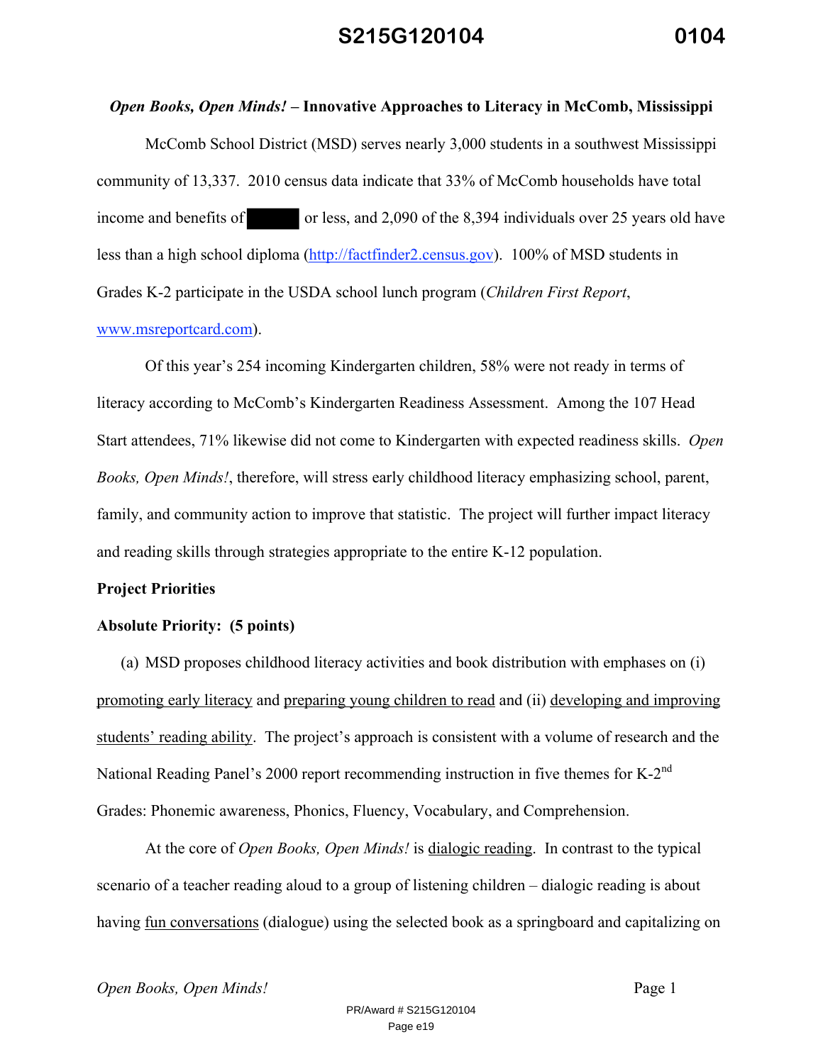### *Open Books, Open Minds!* – Innovative Approaches to Literacy in McComb, Mississippi

McComb School District (MSD) serves nearly 3,000 students in a southwest Mississippi community of 13,337. 2010 census data indicate that 33% of McComb households have total income and benefits of ██████ or less, and 2,090 of the 8,394 individuals over 25 years old have less than a high school diploma (http://factfinder2.census.gov). 100% of MSD students in Grades K-2 participate in the USDA school lunch program (*Children First Report*, www.msreportcard.com).

Of this year's 254 incoming Kindergarten children, 58% were not ready in terms of literacy according to McComb's Kindergarten Readiness Assessment. Among the 107 Head Start attendees, 71% likewise did not come to Kindergarten with expected readiness skills. *Open Books, Open Minds!*, therefore, will stress early childhood literacy emphasizing school, parent, family, and community action to improve that statistic. The project will further impact literacy and reading skills through strategies appropriate to the entire K-12 population.

**Project Priorities**

**Absolute Priority: (5 points)**

(a) MSD proposes childhood literacy activities and book distribution with emphases on (i) promoting early literacy and preparing young children to read and (ii) developing and improving students' reading ability. The project's approach is consistent with a volume of research and the National Reading Panel's 2000 report recommending instruction in five themes for K-2nd Grades: Phonemic awareness, Phonics, Fluency, Vocabulary, and Comprehension.

At the core of *Open Books, Open Minds!* is dialogic reading. In contrast to the typical scenario of a teacher reading aloud to a group of listening children – dialogic reading is about having fun conversations (dialogue) using the selected book as a springboard and capitalizing on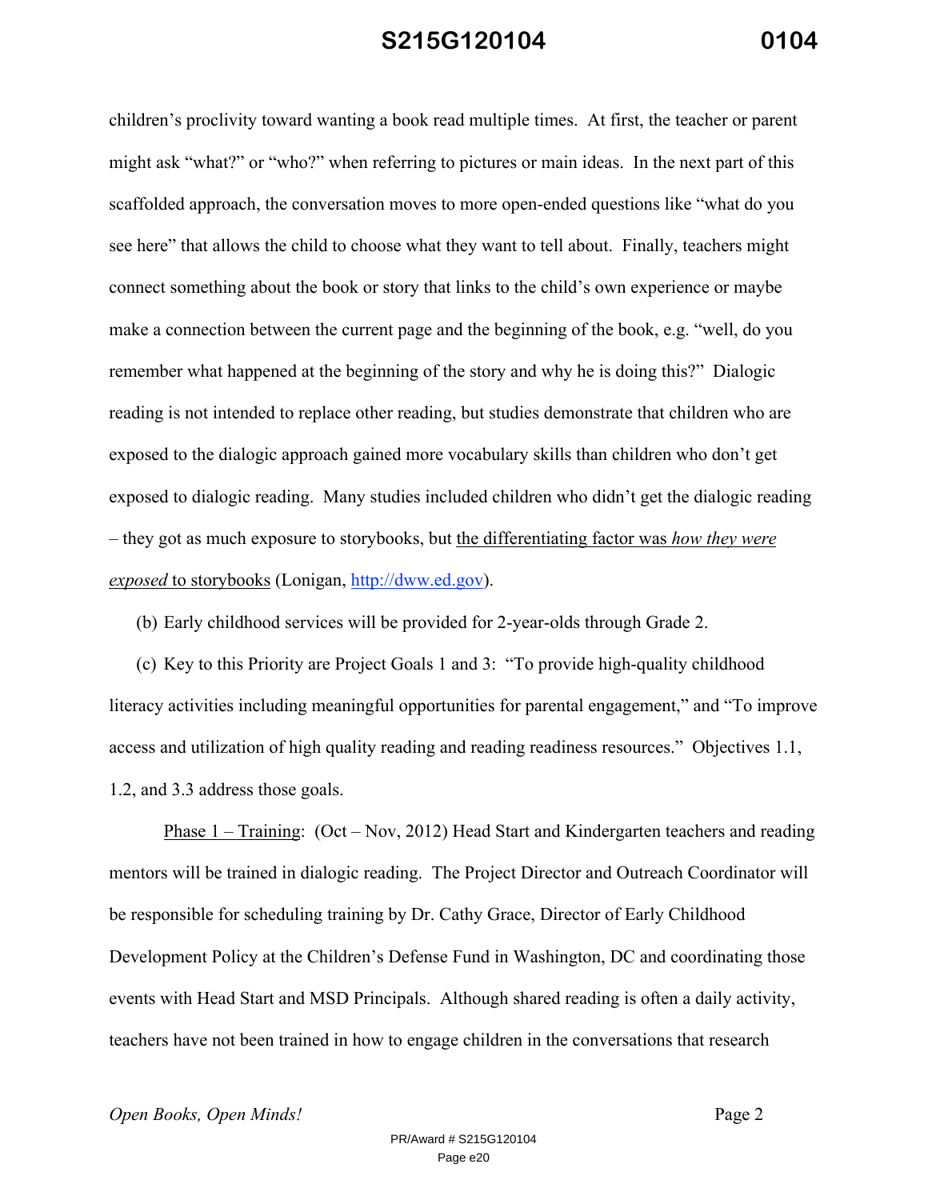children's proclivity toward wanting a book read multiple times. At first, the teacher or parent might ask "what?" or "who?" when referring to pictures or main ideas. In the next part of this scaffolded approach, the conversation moves to more open-ended questions like "what do you see here" that allows the child to choose what they want to tell about. Finally, teachers might connect something about the book or story that links to the child's own experience or maybe make a connection between the current page and the beginning of the book, e.g. "well, do you remember what happened at the beginning of the story and why he is doing this?" Dialogic reading is not intended to replace other reading, but studies demonstrate that children who are exposed to the dialogic approach gained more vocabulary skills than children who don't get exposed to dialogic reading. Many studies included children who didn't get the dialogic reading – they got as much exposure to storybooks, but <u>the differentiating factor was *how they were exposed* to storybooks</u> (Lonigan, http://dww.ed.gov).

(b) Early childhood services will be provided for 2-year-olds through Grade 2.

(c) Key to this Priority are Project Goals 1 and 3: "To provide high-quality childhood literacy activities including meaningful opportunities for parental engagement," and "To improve access and utilization of high quality reading and reading readiness resources." Objectives 1.1, 1.2, and 3.3 address those goals.

<u>Phase 1 – Training</u>: (Oct – Nov, 2012) Head Start and Kindergarten teachers and reading mentors will be trained in dialogic reading. The Project Director and Outreach Coordinator will be responsible for scheduling training by Dr. Cathy Grace, Director of Early Childhood Development Policy at the Children's Defense Fund in Washington, DC and coordinating those events with Head Start and MSD Principals. Although shared reading is often a daily activity, teachers have not been trained in how to engage children in the conversations that research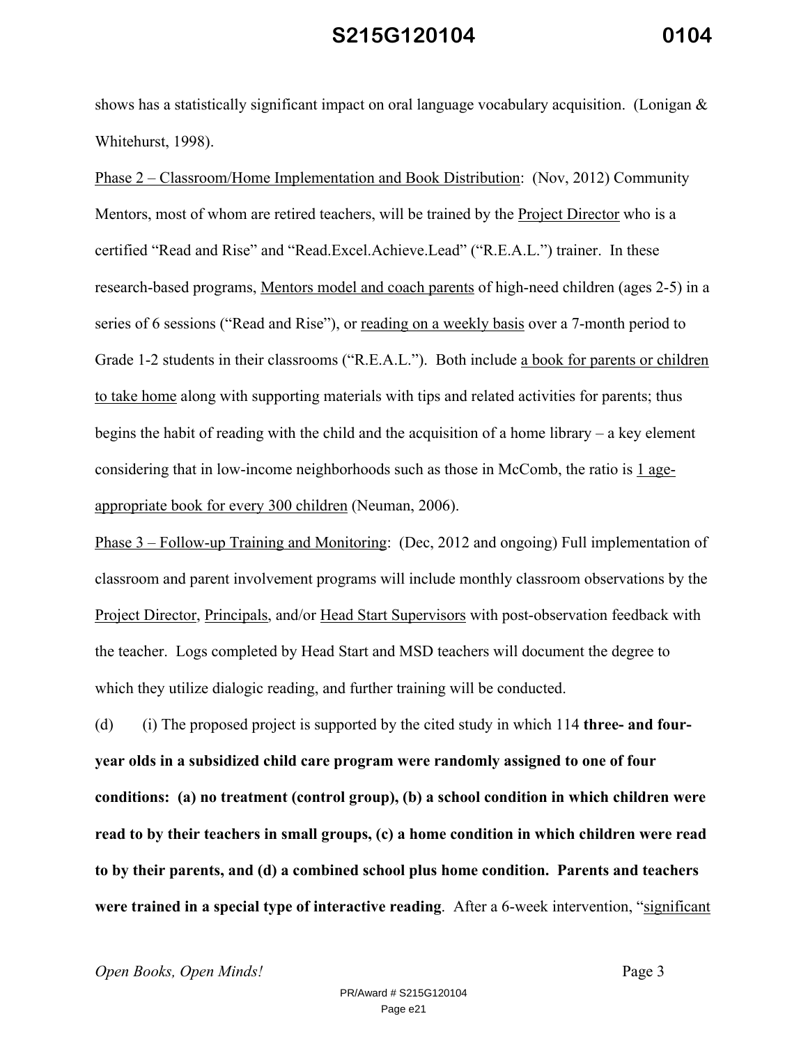shows has a statistically significant impact on oral language vocabulary acquisition. (Lonigan & Whitehurst, 1998).

Phase 2 – Classroom/Home Implementation and Book Distribution: (Nov, 2012) Community Mentors, most of whom are retired teachers, will be trained by the Project Director who is a certified "Read and Rise" and "Read.Excel.Achieve.Lead" ("R.E.A.L.") trainer. In these research-based programs, Mentors model and coach parents of high-need children (ages 2-5) in a series of 6 sessions ("Read and Rise"), or reading on a weekly basis over a 7-month period to Grade 1-2 students in their classrooms ("R.E.A.L."). Both include a book for parents or children to take home along with supporting materials with tips and related activities for parents; thus begins the habit of reading with the child and the acquisition of a home library – a key element considering that in low-income neighborhoods such as those in McComb, the ratio is 1 age-appropriate book for every 300 children (Neuman, 2006).

Phase 3 – Follow-up Training and Monitoring: (Dec, 2012 and ongoing) Full implementation of classroom and parent involvement programs will include monthly classroom observations by the Project Director, Principals, and/or Head Start Supervisors with post-observation feedback with the teacher. Logs completed by Head Start and MSD teachers will document the degree to which they utilize dialogic reading, and further training will be conducted.

(d) (i) The proposed project is supported by the cited study in which 114 **three- and four-year olds in a subsidized child care program were randomly assigned to one of four conditions: (a) no treatment (control group), (b) a school condition in which children were read to by their teachers in small groups, (c) a home condition in which children were read to by their parents, and (d) a combined school plus home condition. Parents and teachers were trained in a special type of interactive reading**. After a 6-week intervention, "significant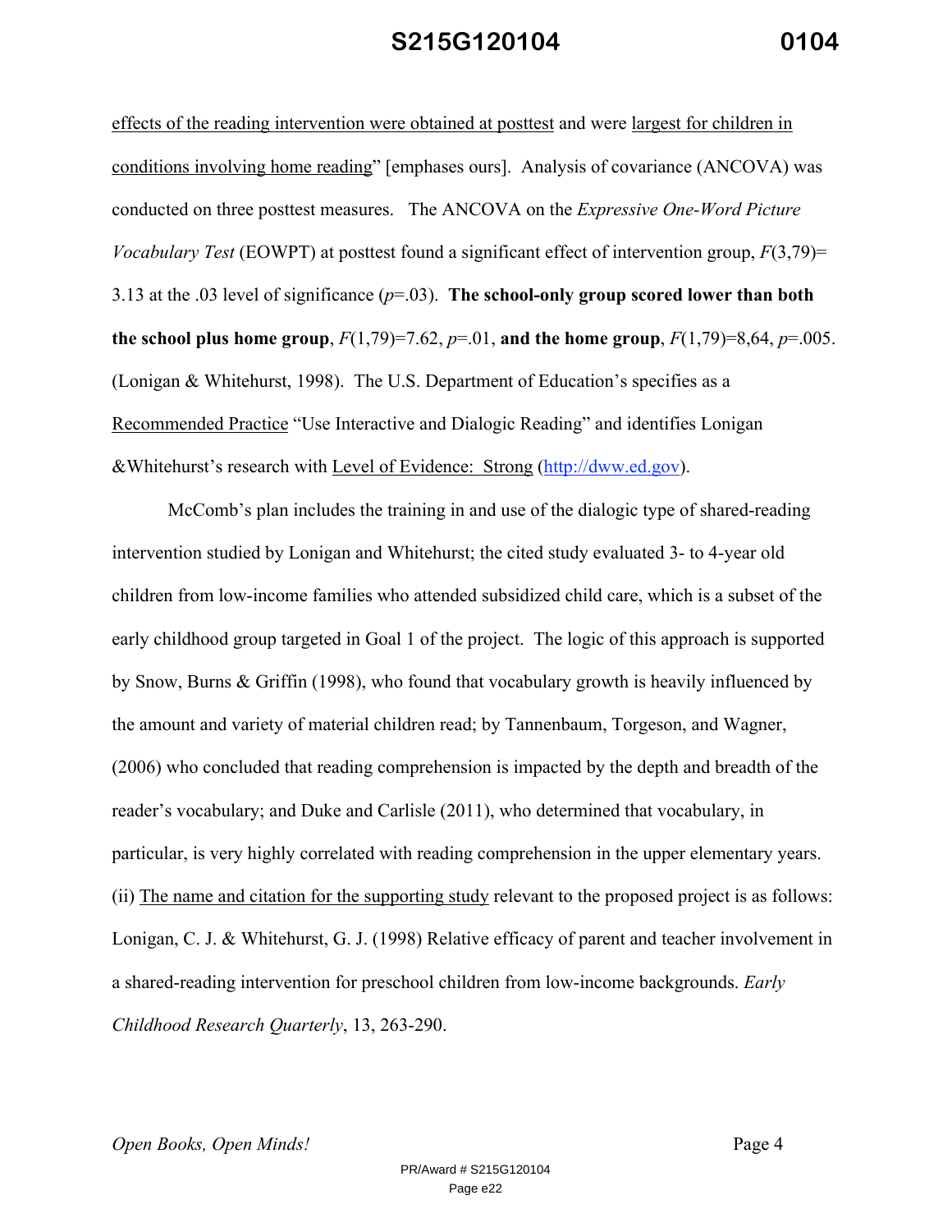effects of the reading intervention were obtained at posttest and were largest for children in conditions involving home reading" [emphases ours]. Analysis of covariance (ANCOVA) was conducted on three posttest measures. The ANCOVA on the *Expressive One-Word Picture Vocabulary Test* (EOWPT) at posttest found a significant effect of intervention group, $F(3,79)=3.13$ at the .03 level of significance ($p=.03$). **The school-only group scored lower than both the school plus home group**, $F(1,79)=7.62$, $p=.01$, **and the home group**, $F(1,79)=8{,}64$, $p=.005$. (Lonigan & Whitehurst, 1998). The U.S. Department of Education's specifies as a Recommended Practice "Use Interactive and Dialogic Reading" and identifies Lonigan &Whitehurst's research with Level of Evidence: Strong (http://dww.ed.gov).

McComb's plan includes the training in and use of the dialogic type of shared-reading intervention studied by Lonigan and Whitehurst; the cited study evaluated 3- to 4-year old children from low-income families who attended subsidized child care, which is a subset of the early childhood group targeted in Goal 1 of the project. The logic of this approach is supported by Snow, Burns & Griffin (1998), who found that vocabulary growth is heavily influenced by the amount and variety of material children read; by Tannenbaum, Torgeson, and Wagner, (2006) who concluded that reading comprehension is impacted by the depth and breadth of the reader's vocabulary; and Duke and Carlisle (2011), who determined that vocabulary, in particular, is very highly correlated with reading comprehension in the upper elementary years.

(ii) The name and citation for the supporting study relevant to the proposed project is as follows: Lonigan, C. J. & Whitehurst, G. J. (1998) Relative efficacy of parent and teacher involvement in a shared-reading intervention for preschool children from low-income backgrounds. *Early Childhood Research Quarterly*, 13, 263-290.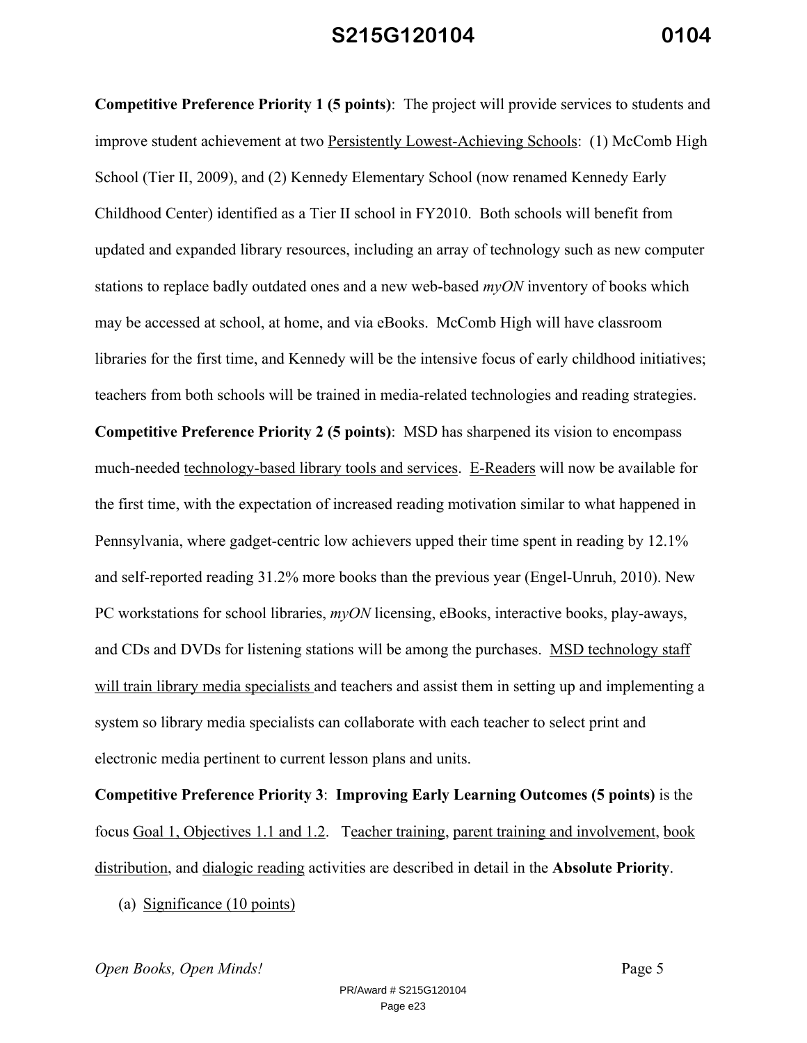**Competitive Preference Priority 1 (5 points)**: The project will provide services to students and improve student achievement at two Persistently Lowest-Achieving Schools: (1) McComb High School (Tier II, 2009), and (2) Kennedy Elementary School (now renamed Kennedy Early Childhood Center) identified as a Tier II school in FY2010. Both schools will benefit from updated and expanded library resources, including an array of technology such as new computer stations to replace badly outdated ones and a new web-based *myON* inventory of books which may be accessed at school, at home, and via eBooks. McComb High will have classroom libraries for the first time, and Kennedy will be the intensive focus of early childhood initiatives; teachers from both schools will be trained in media-related technologies and reading strategies.

**Competitive Preference Priority 2 (5 points)**: MSD has sharpened its vision to encompass much-needed technology-based library tools and services. E-Readers will now be available for the first time, with the expectation of increased reading motivation similar to what happened in Pennsylvania, where gadget-centric low achievers upped their time spent in reading by 12.1% and self-reported reading 31.2% more books than the previous year (Engel-Unruh, 2010). New PC workstations for school libraries, *myON* licensing, eBooks, interactive books, play-aways, and CDs and DVDs for listening stations will be among the purchases. MSD technology staff will train library media specialists and teachers and assist them in setting up and implementing a system so library media specialists can collaborate with each teacher to select print and electronic media pertinent to current lesson plans and units.

**Competitive Preference Priority 3**: **Improving Early Learning Outcomes (5 points)** is the focus Goal 1, Objectives 1.1 and 1.2. Teacher training, parent training and involvement, book distribution, and dialogic reading activities are described in detail in the **Absolute Priority**.

(a) Significance (10 points)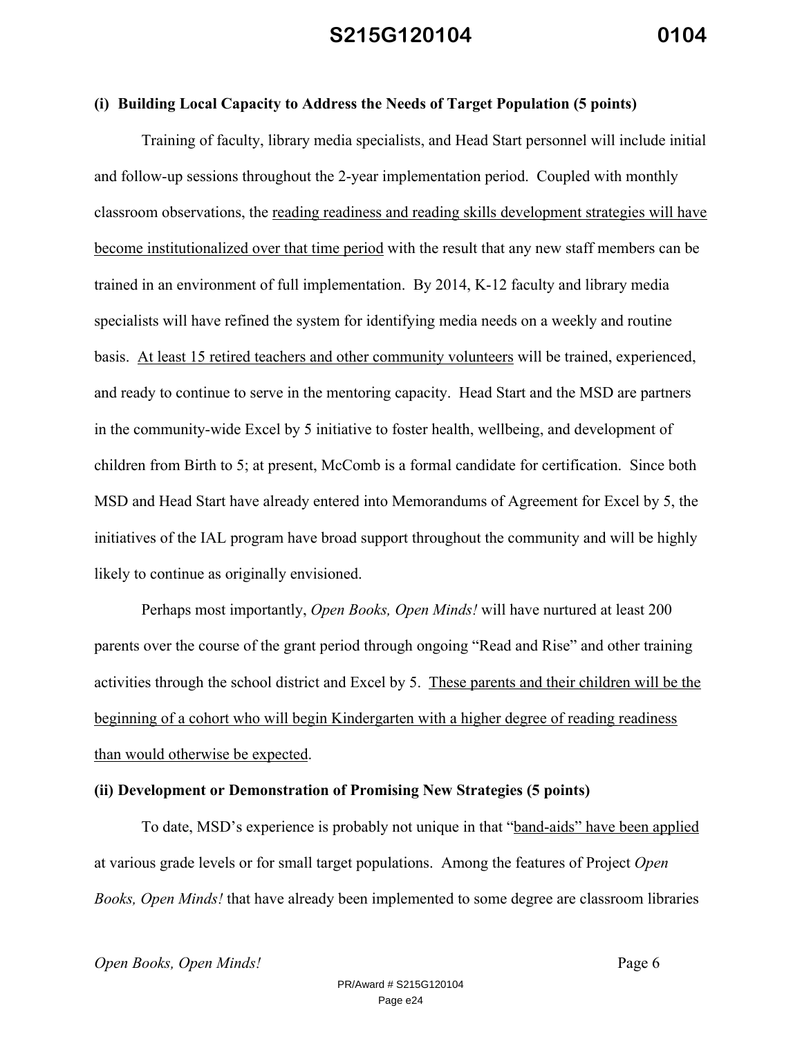**(i) Building Local Capacity to Address the Needs of Target Population (5 points)**

Training of faculty, library media specialists, and Head Start personnel will include initial and follow-up sessions throughout the 2-year implementation period. Coupled with monthly classroom observations, the reading readiness and reading skills development strategies will have become institutionalized over that time period with the result that any new staff members can be trained in an environment of full implementation. By 2014, K-12 faculty and library media specialists will have refined the system for identifying media needs on a weekly and routine basis. At least 15 retired teachers and other community volunteers will be trained, experienced, and ready to continue to serve in the mentoring capacity. Head Start and the MSD are partners in the community-wide Excel by 5 initiative to foster health, wellbeing, and development of children from Birth to 5; at present, McComb is a formal candidate for certification. Since both MSD and Head Start have already entered into Memorandums of Agreement for Excel by 5, the initiatives of the IAL program have broad support throughout the community and will be highly likely to continue as originally envisioned.

Perhaps most importantly, *Open Books, Open Minds!* will have nurtured at least 200 parents over the course of the grant period through ongoing "Read and Rise" and other training activities through the school district and Excel by 5. These parents and their children will be the beginning of a cohort who will begin Kindergarten with a higher degree of reading readiness than would otherwise be expected.

**(ii) Development or Demonstration of Promising New Strategies (5 points)**

To date, MSD's experience is probably not unique in that "band-aids" have been applied at various grade levels or for small target populations. Among the features of Project *Open Books, Open Minds!* that have already been implemented to some degree are classroom libraries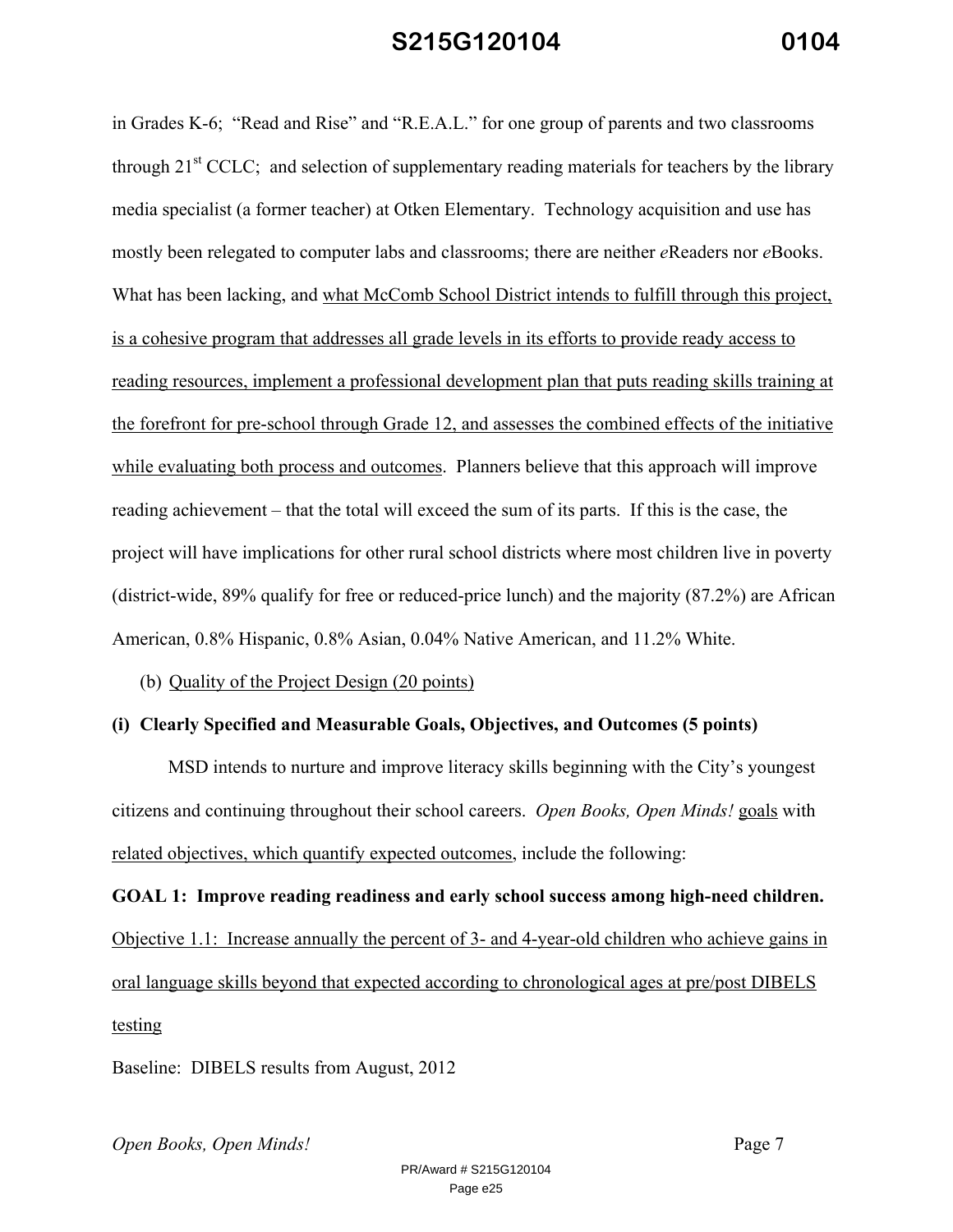in Grades K-6; "Read and Rise" and "R.E.A.L." for one group of parents and two classrooms through 21st CCLC; and selection of supplementary reading materials for teachers by the library media specialist (a former teacher) at Otken Elementary. Technology acquisition and use has mostly been relegated to computer labs and classrooms; there are neither *e*Readers nor *e*Books. What has been lacking, and what McComb School District intends to fulfill through this project, is a cohesive program that addresses all grade levels in its efforts to provide ready access to reading resources, implement a professional development plan that puts reading skills training at the forefront for pre-school through Grade 12, and assesses the combined effects of the initiative while evaluating both process and outcomes. Planners believe that this approach will improve reading achievement – that the total will exceed the sum of its parts. If this is the case, the project will have implications for other rural school districts where most children live in poverty (district-wide, 89% qualify for free or reduced-price lunch) and the majority (87.2%) are African American, 0.8% Hispanic, 0.8% Asian, 0.04% Native American, and 11.2% White.

(b) Quality of the Project Design (20 points)

**(i) Clearly Specified and Measurable Goals, Objectives, and Outcomes (5 points)**

MSD intends to nurture and improve literacy skills beginning with the City's youngest citizens and continuing throughout their school careers. *Open Books, Open Minds!* goals with related objectives, which quantify expected outcomes, include the following:

**GOAL 1: Improve reading readiness and early school success among high-need children.**

Objective 1.1: Increase annually the percent of 3- and 4-year-old children who achieve gains in oral language skills beyond that expected according to chronological ages at pre/post DIBELS testing

Baseline: DIBELS results from August, 2012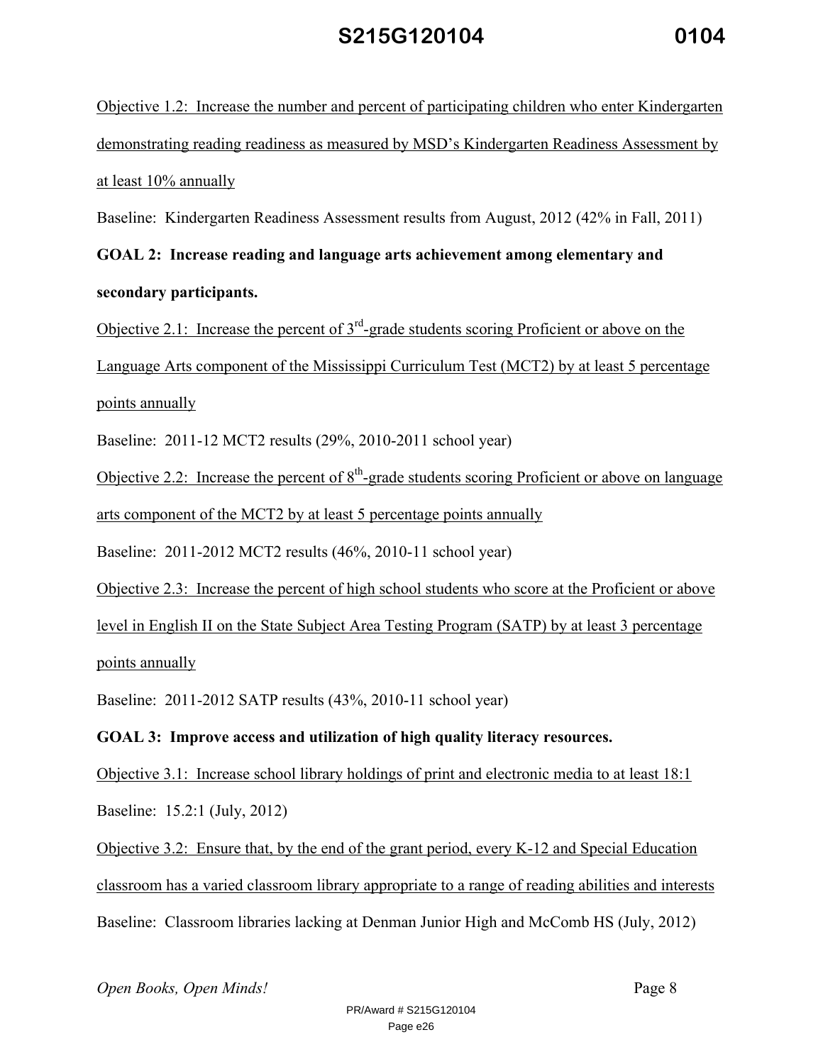Objective 1.2: Increase the number and percent of participating children who enter Kindergarten demonstrating reading readiness as measured by MSD's Kindergarten Readiness Assessment by at least 10% annually

Baseline: Kindergarten Readiness Assessment results from August, 2012 (42% in Fall, 2011)

**GOAL 2: Increase reading and language arts achievement among elementary and secondary participants.**

Objective 2.1: Increase the percent of 3rd-grade students scoring Proficient or above on the Language Arts component of the Mississippi Curriculum Test (MCT2) by at least 5 percentage points annually

Baseline: 2011-12 MCT2 results (29%, 2010-2011 school year)

Objective 2.2: Increase the percent of 8th-grade students scoring Proficient or above on language arts component of the MCT2 by at least 5 percentage points annually

Baseline: 2011-2012 MCT2 results (46%, 2010-11 school year)

Objective 2.3: Increase the percent of high school students who score at the Proficient or above level in English II on the State Subject Area Testing Program (SATP) by at least 3 percentage points annually

Baseline: 2011-2012 SATP results (43%, 2010-11 school year)

**GOAL 3: Improve access and utilization of high quality literacy resources.**

Objective 3.1: Increase school library holdings of print and electronic media to at least 18:1

Baseline: 15.2:1 (July, 2012)

Objective 3.2: Ensure that, by the end of the grant period, every K-12 and Special Education classroom has a varied classroom library appropriate to a range of reading abilities and interests

Baseline: Classroom libraries lacking at Denman Junior High and McComb HS (July, 2012)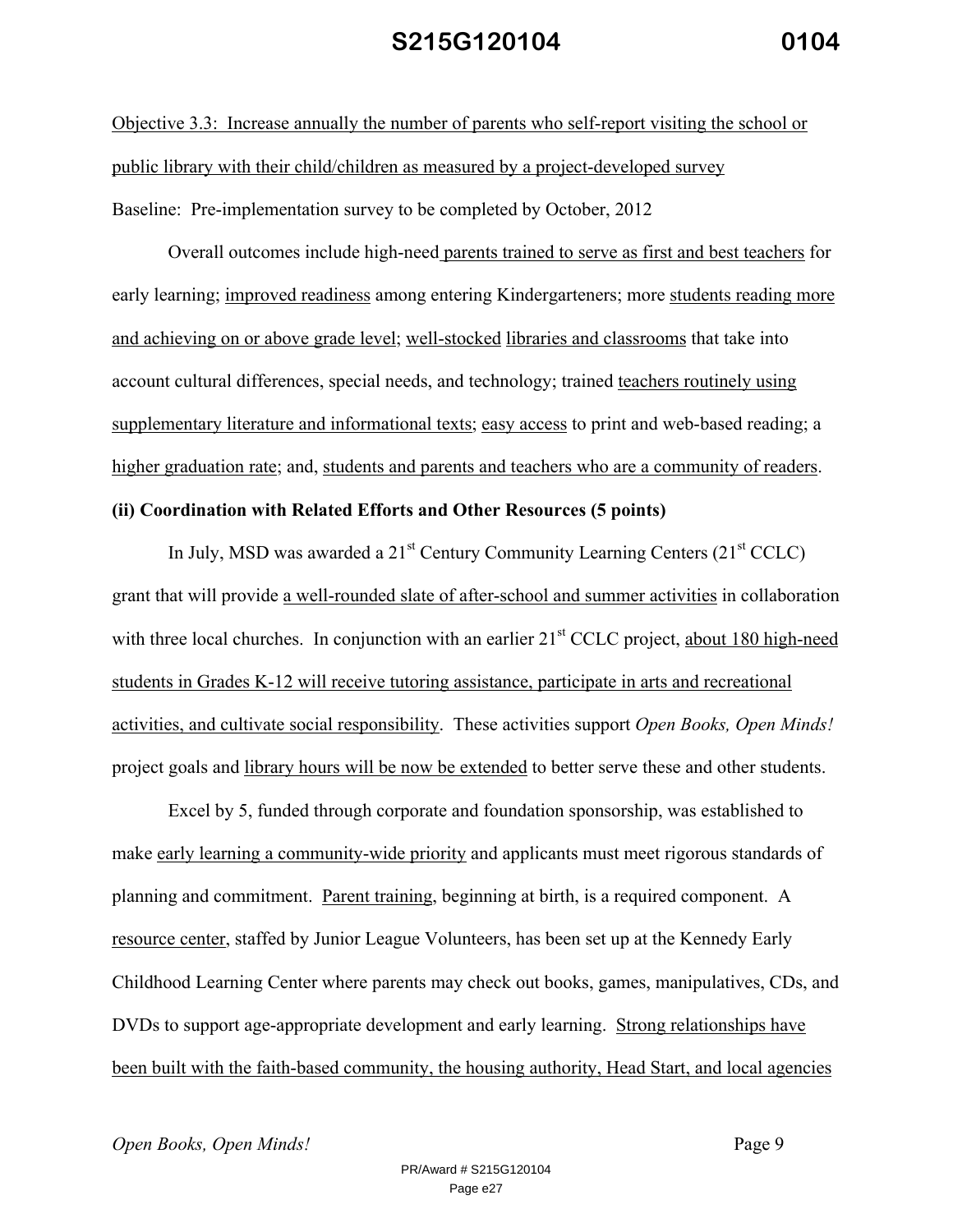Objective 3.3: Increase annually the number of parents who self-report visiting the school or public library with their child/children as measured by a project-developed survey

Baseline: Pre-implementation survey to be completed by October, 2012

Overall outcomes include high-need parents trained to serve as first and best teachers for early learning; improved readiness among entering Kindergarteners; more students reading more and achieving on or above grade level; well-stocked libraries and classrooms that take into account cultural differences, special needs, and technology; trained teachers routinely using supplementary literature and informational texts; easy access to print and web-based reading; a higher graduation rate; and, students and parents and teachers who are a community of readers.

**(ii) Coordination with Related Efforts and Other Resources (5 points)**

In July, MSD was awarded a 21st Century Community Learning Centers (21st CCLC) grant that will provide a well-rounded slate of after-school and summer activities in collaboration with three local churches. In conjunction with an earlier 21st CCLC project, about 180 high-need students in Grades K-12 will receive tutoring assistance, participate in arts and recreational activities, and cultivate social responsibility. These activities support *Open Books, Open Minds!* project goals and library hours will be now be extended to better serve these and other students.

Excel by 5, funded through corporate and foundation sponsorship, was established to make early learning a community-wide priority and applicants must meet rigorous standards of planning and commitment. Parent training, beginning at birth, is a required component. A resource center, staffed by Junior League Volunteers, has been set up at the Kennedy Early Childhood Learning Center where parents may check out books, games, manipulatives, CDs, and DVDs to support age-appropriate development and early learning. Strong relationships have been built with the faith-based community, the housing authority, Head Start, and local agencies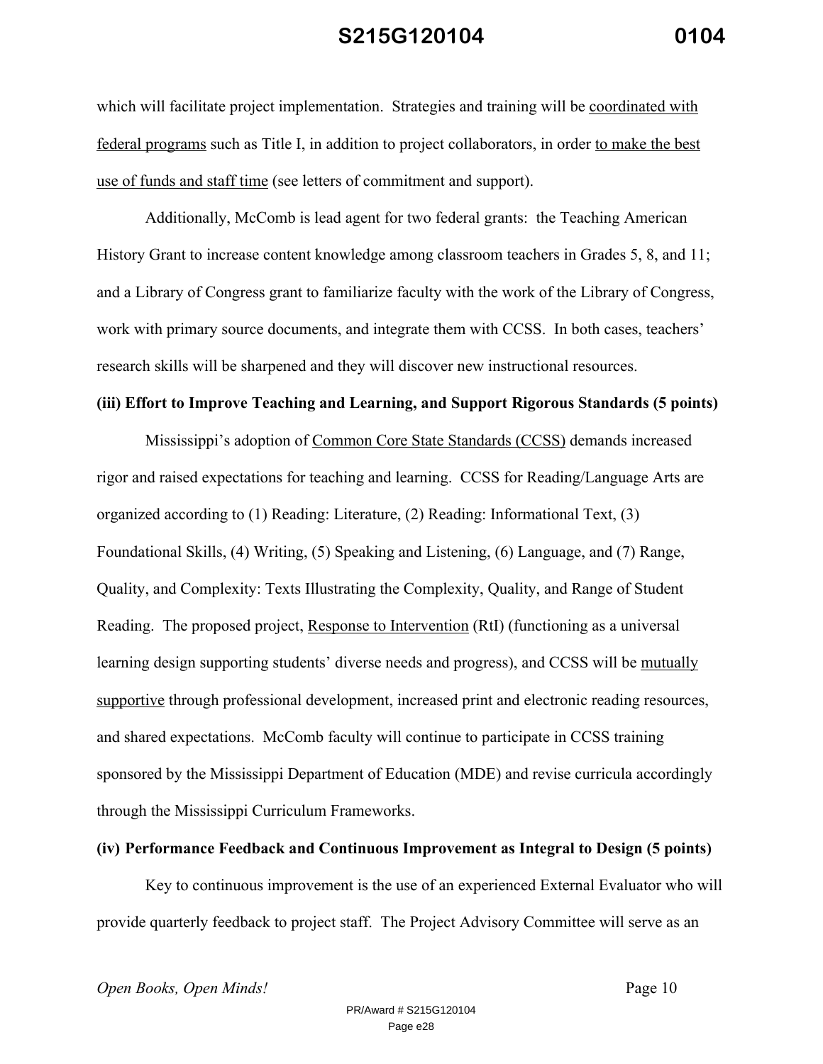which will facilitate project implementation. Strategies and training will be <u>coordinated with federal programs</u> such as Title I, in addition to project collaborators, in order <u>to make the best use of funds and staff time</u> (see letters of commitment and support).

Additionally, McComb is lead agent for two federal grants: the Teaching American History Grant to increase content knowledge among classroom teachers in Grades 5, 8, and 11; and a Library of Congress grant to familiarize faculty with the work of the Library of Congress, work with primary source documents, and integrate them with CCSS. In both cases, teachers' research skills will be sharpened and they will discover new instructional resources.

**(iii) Effort to Improve Teaching and Learning, and Support Rigorous Standards (5 points)**

Mississippi's adoption of <u>Common Core State Standards (CCSS)</u> demands increased rigor and raised expectations for teaching and learning. CCSS for Reading/Language Arts are organized according to (1) Reading: Literature, (2) Reading: Informational Text, (3) Foundational Skills, (4) Writing, (5) Speaking and Listening, (6) Language, and (7) Range, Quality, and Complexity: Texts Illustrating the Complexity, Quality, and Range of Student Reading. The proposed project, <u>Response to Intervention</u> (RtI) (functioning as a universal learning design supporting students' diverse needs and progress), and CCSS will be <u>mutually supportive</u> through professional development, increased print and electronic reading resources, and shared expectations. McComb faculty will continue to participate in CCSS training sponsored by the Mississippi Department of Education (MDE) and revise curricula accordingly through the Mississippi Curriculum Frameworks.

**(iv) Performance Feedback and Continuous Improvement as Integral to Design (5 points)**

Key to continuous improvement is the use of an experienced External Evaluator who will provide quarterly feedback to project staff. The Project Advisory Committee will serve as an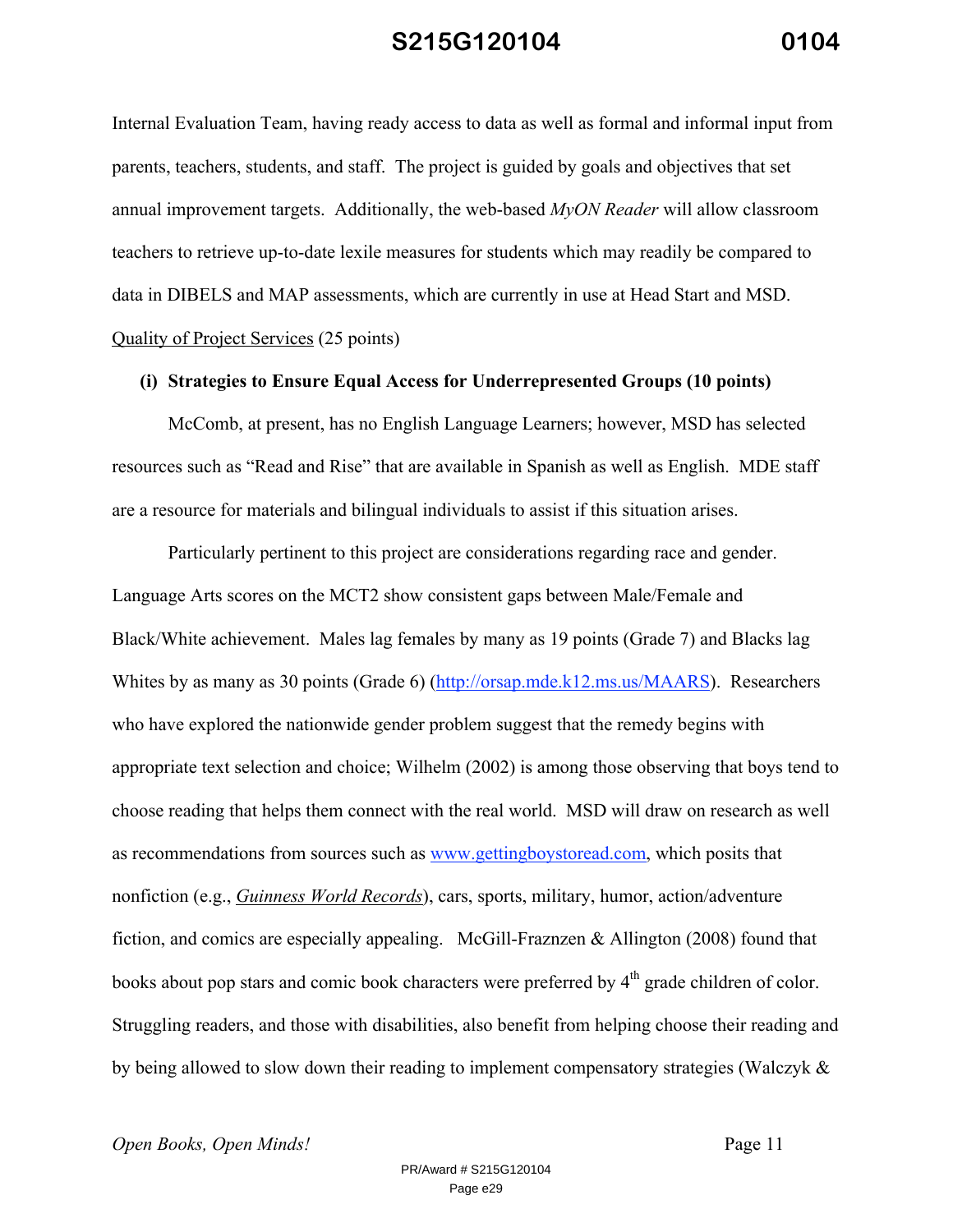Internal Evaluation Team, having ready access to data as well as formal and informal input from parents, teachers, students, and staff. The project is guided by goals and objectives that set annual improvement targets. Additionally, the web-based *MyON Reader* will allow classroom teachers to retrieve up-to-date lexile measures for students which may readily be compared to data in DIBELS and MAP assessments, which are currently in use at Head Start and MSD.

Quality of Project Services (25 points)

**(i) Strategies to Ensure Equal Access for Underrepresented Groups (10 points)**

McComb, at present, has no English Language Learners; however, MSD has selected resources such as "Read and Rise" that are available in Spanish as well as English. MDE staff are a resource for materials and bilingual individuals to assist if this situation arises.

Particularly pertinent to this project are considerations regarding race and gender. Language Arts scores on the MCT2 show consistent gaps between Male/Female and Black/White achievement. Males lag females by many as 19 points (Grade 7) and Blacks lag Whites by as many as 30 points (Grade 6) (http://orsap.mde.k12.ms.us/MAARS). Researchers who have explored the nationwide gender problem suggest that the remedy begins with appropriate text selection and choice; Wilhelm (2002) is among those observing that boys tend to choose reading that helps them connect with the real world. MSD will draw on research as well as recommendations from sources such as www.gettingboystoread.com, which posits that nonfiction (e.g., *Guinness World Records*), cars, sports, military, humor, action/adventure fiction, and comics are especially appealing. McGill-Fraznzen & Allington (2008) found that books about pop stars and comic book characters were preferred by 4th grade children of color. Struggling readers, and those with disabilities, also benefit from helping choose their reading and by being allowed to slow down their reading to implement compensatory strategies (Walczyk &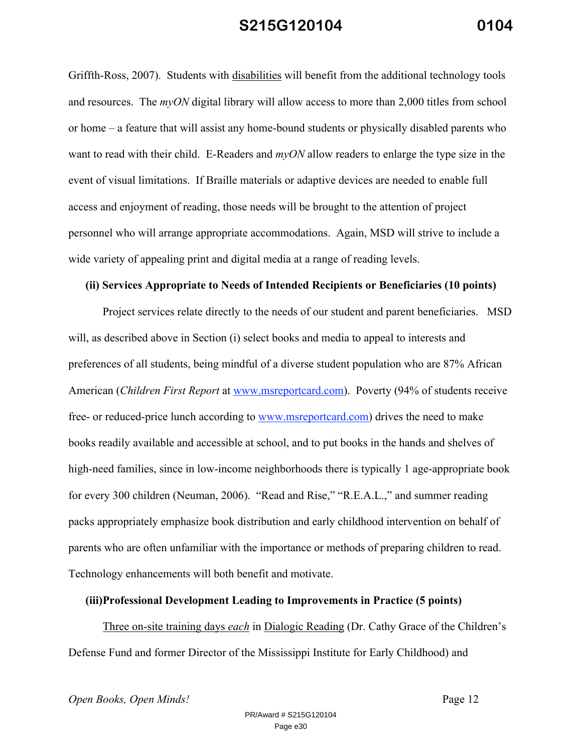Griffth-Ross, 2007). Students with <u>disabilities</u> will benefit from the additional technology tools and resources. The *myON* digital library will allow access to more than 2,000 titles from school or home – a feature that will assist any home-bound students or physically disabled parents who want to read with their child. E-Readers and *myON* allow readers to enlarge the type size in the event of visual limitations. If Braille materials or adaptive devices are needed to enable full access and enjoyment of reading, those needs will be brought to the attention of project personnel who will arrange appropriate accommodations. Again, MSD will strive to include a wide variety of appealing print and digital media at a range of reading levels.

**(ii) Services Appropriate to Needs of Intended Recipients or Beneficiaries (10 points)**

Project services relate directly to the needs of our student and parent beneficiaries. MSD will, as described above in Section (i) select books and media to appeal to interests and preferences of all students, being mindful of a diverse student population who are 87% African American (*Children First Report* at [www.msreportcard.com](http://www.msreportcard.com)). Poverty (94% of students receive free- or reduced-price lunch according to [www.msreportcard.com](http://www.msreportcard.com)) drives the need to make books readily available and accessible at school, and to put books in the hands and shelves of high-need families, since in low-income neighborhoods there is typically 1 age-appropriate book for every 300 children (Neuman, 2006). "Read and Rise," "R.E.A.L.," and summer reading packs appropriately emphasize book distribution and early childhood intervention on behalf of parents who are often unfamiliar with the importance or methods of preparing children to read. Technology enhancements will both benefit and motivate.

**(iii)Professional Development Leading to Improvements in Practice (5 points)**

<u>Three on-site training days *each*</u> in <u>Dialogic Reading</u> (Dr. Cathy Grace of the Children's Defense Fund and former Director of the Mississippi Institute for Early Childhood) and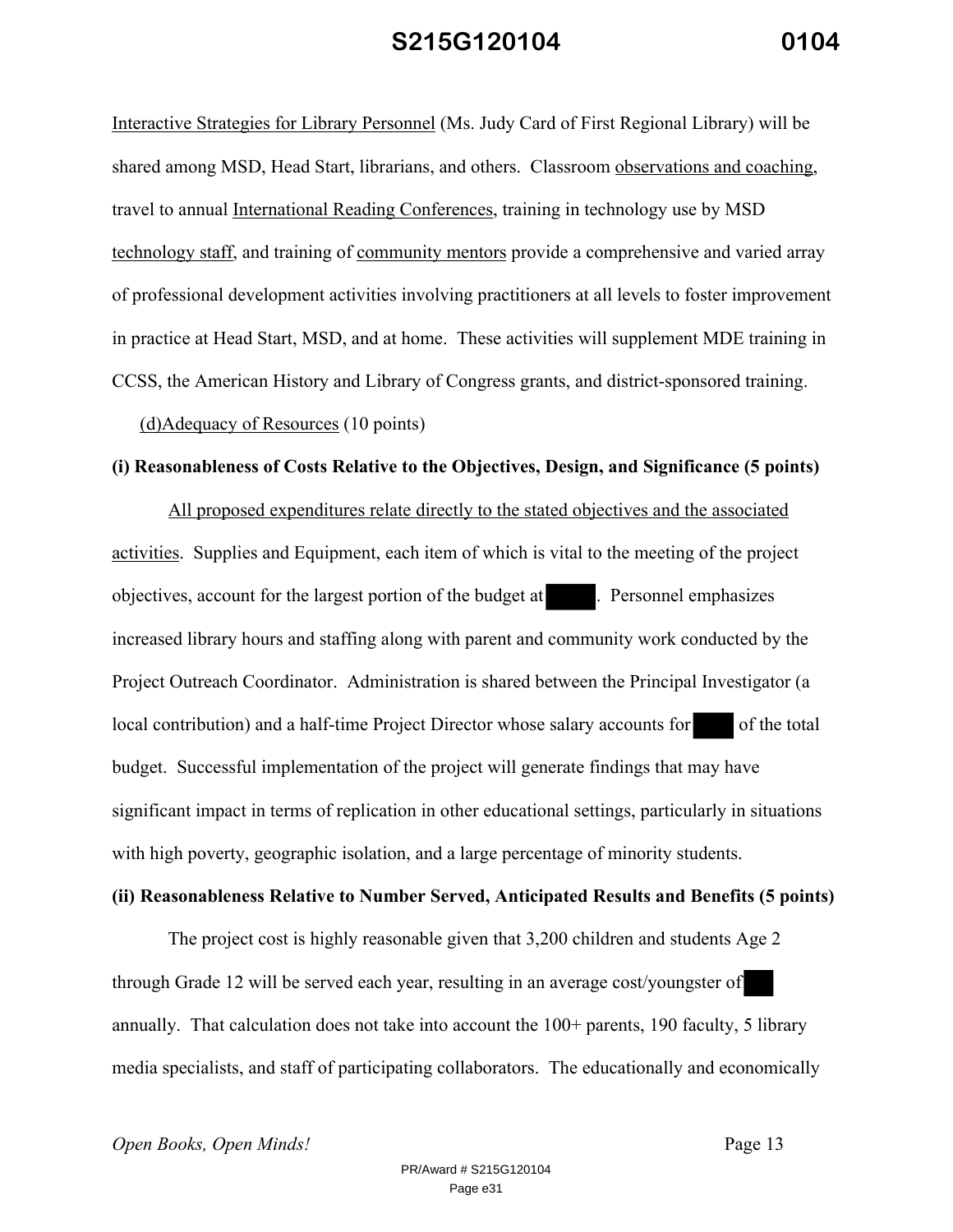Interactive Strategies for Library Personnel (Ms. Judy Card of First Regional Library) will be shared among MSD, Head Start, librarians, and others. Classroom observations and coaching, travel to annual International Reading Conferences, training in technology use by MSD technology staff, and training of community mentors provide a comprehensive and varied array of professional development activities involving practitioners at all levels to foster improvement in practice at Head Start, MSD, and at home. These activities will supplement MDE training in CCSS, the American History and Library of Congress grants, and district-sponsored training.

(d)Adequacy of Resources (10 points)

**(i) Reasonableness of Costs Relative to the Objectives, Design, and Significance (5 points)**

All proposed expenditures relate directly to the stated objectives and the associated activities. Supplies and Equipment, each item of which is vital to the meeting of the project objectives, account for the largest portion of the budget at ██████. Personnel emphasizes increased library hours and staffing along with parent and community work conducted by the Project Outreach Coordinator. Administration is shared between the Principal Investigator (a local contribution) and a half-time Project Director whose salary accounts for █████ of the total budget. Successful implementation of the project will generate findings that may have significant impact in terms of replication in other educational settings, particularly in situations with high poverty, geographic isolation, and a large percentage of minority students.

**(ii) Reasonableness Relative to Number Served, Anticipated Results and Benefits (5 points)**

The project cost is highly reasonable given that 3,200 children and students Age 2 through Grade 12 will be served each year, resulting in an average cost/youngster of ████ annually. That calculation does not take into account the 100+ parents, 190 faculty, 5 library media specialists, and staff of participating collaborators. The educationally and economically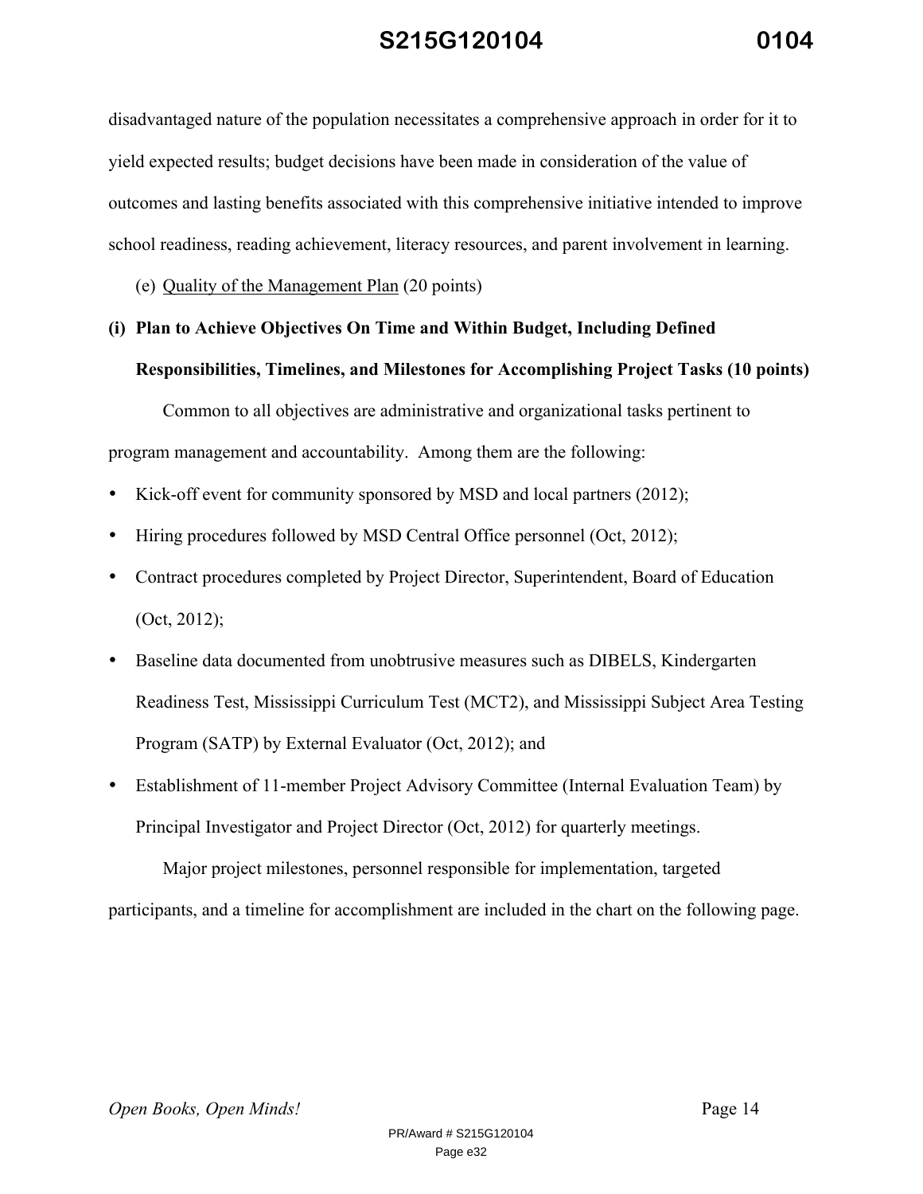disadvantaged nature of the population necessitates a comprehensive approach in order for it to yield expected results; budget decisions have been made in consideration of the value of outcomes and lasting benefits associated with this comprehensive initiative intended to improve school readiness, reading achievement, literacy resources, and parent involvement in learning.

(e) Quality of the Management Plan (20 points)

**(i) Plan to Achieve Objectives On Time and Within Budget, Including Defined Responsibilities, Timelines, and Milestones for Accomplishing Project Tasks (10 points)**

Common to all objectives are administrative and organizational tasks pertinent to program management and accountability. Among them are the following:

- Kick-off event for community sponsored by MSD and local partners (2012);
- Hiring procedures followed by MSD Central Office personnel (Oct, 2012);
- Contract procedures completed by Project Director, Superintendent, Board of Education (Oct, 2012);
- Baseline data documented from unobtrusive measures such as DIBELS, Kindergarten Readiness Test, Mississippi Curriculum Test (MCT2), and Mississippi Subject Area Testing Program (SATP) by External Evaluator (Oct, 2012); and
- Establishment of 11-member Project Advisory Committee (Internal Evaluation Team) by Principal Investigator and Project Director (Oct, 2012) for quarterly meetings.

Major project milestones, personnel responsible for implementation, targeted participants, and a timeline for accomplishment are included in the chart on the following page.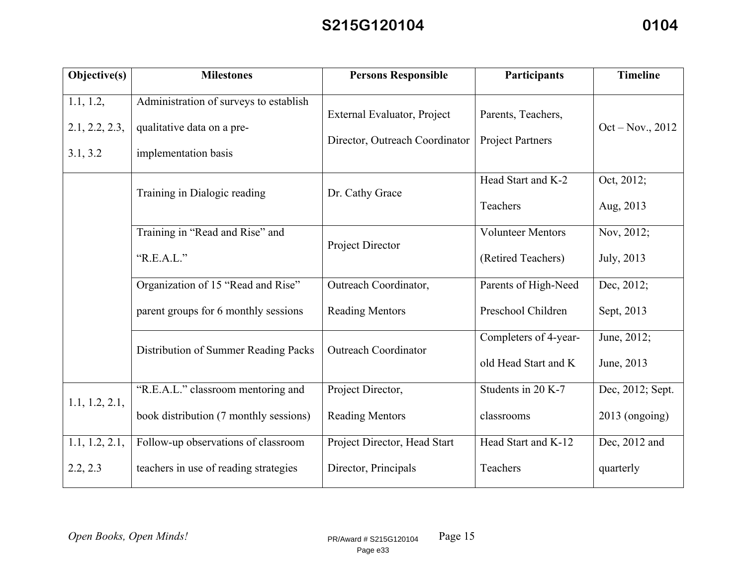| Objective(s) | Milestones | Persons Responsible | Participants | Timeline |
|---|---|---|---|---|
| 1.1, 1.2, 2.1, 2.2, 2.3, 3.1, 3.2 | Administration of surveys to establish qualitative data on a pre-implementation basis | External Evaluator, Project Director, Outreach Coordinator | Parents, Teachers, Project Partners | Oct – Nov., 2012 |
| | Training in Dialogic reading | Dr. Cathy Grace | Head Start and K-2 Teachers | Oct, 2012; Aug, 2013 |
| | Training in "Read and Rise" and "R.E.A.L." | Project Director | Volunteer Mentors (Retired Teachers) | Nov, 2012; July, 2013 |
| | Organization of 15 "Read and Rise" parent groups for 6 monthly sessions | Outreach Coordinator, Reading Mentors | Parents of High-Need Preschool Children | Dec, 2012; Sept, 2013 |
| | Distribution of Summer Reading Packs | Outreach Coordinator | Completers of 4-year-old Head Start and K | June, 2012; June, 2013 |
| 1.1, 1.2, 2.1, | "R.E.A.L." classroom mentoring and book distribution (7 monthly sessions) | Project Director, Reading Mentors | Students in 20 K-7 classrooms | Dec, 2012; Sept. 2013 (ongoing) |
| 1.1, 1.2, 2.1, 2.2, 2.3 | Follow-up observations of classroom teachers in use of reading strategies | Project Director, Head Start Director, Principals | Head Start and K-12 Teachers | Dec, 2012 and quarterly |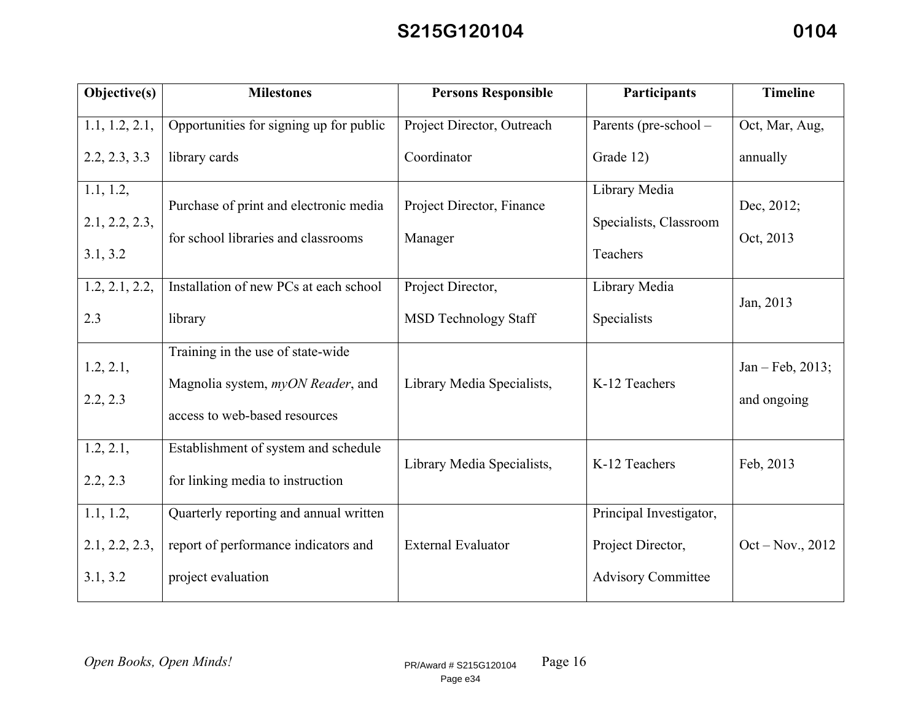| Objective(s) | Milestones | Persons Responsible | Participants | Timeline |
|---|---|---|---|---|
| 1.1, 1.2, 2.1, 2.2, 2.3, 3.3 | Opportunities for signing up for public library cards | Project Director, Outreach Coordinator | Parents (pre-school – Grade 12) | Oct, Mar, Aug, annually |
| 1.1, 1.2, 2.1, 2.2, 2.3, 3.1, 3.2 | Purchase of print and electronic media for school libraries and classrooms | Project Director, Finance Manager | Library Media Specialists, Classroom Teachers | Dec, 2012; Oct, 2013 |
| 1.2, 2.1, 2.2, 2.3 | Installation of new PCs at each school library | Project Director, MSD Technology Staff | Library Media Specialists | Jan, 2013 |
| 1.2, 2.1, 2.2, 2.3 | Training in the use of state-wide Magnolia system, *myON Reader*, and access to web-based resources | Library Media Specialists, | K-12 Teachers | Jan – Feb, 2013; and ongoing |
| 1.2, 2.1, 2.2, 2.3 | Establishment of system and schedule for linking media to instruction | Library Media Specialists, | K-12 Teachers | Feb, 2013 |
| 1.1, 1.2, 2.1, 2.2, 2.3, 3.1, 3.2 | Quarterly reporting and annual written report of performance indicators and project evaluation | External Evaluator | Principal Investigator, Project Director, Advisory Committee | Oct – Nov., 2012 |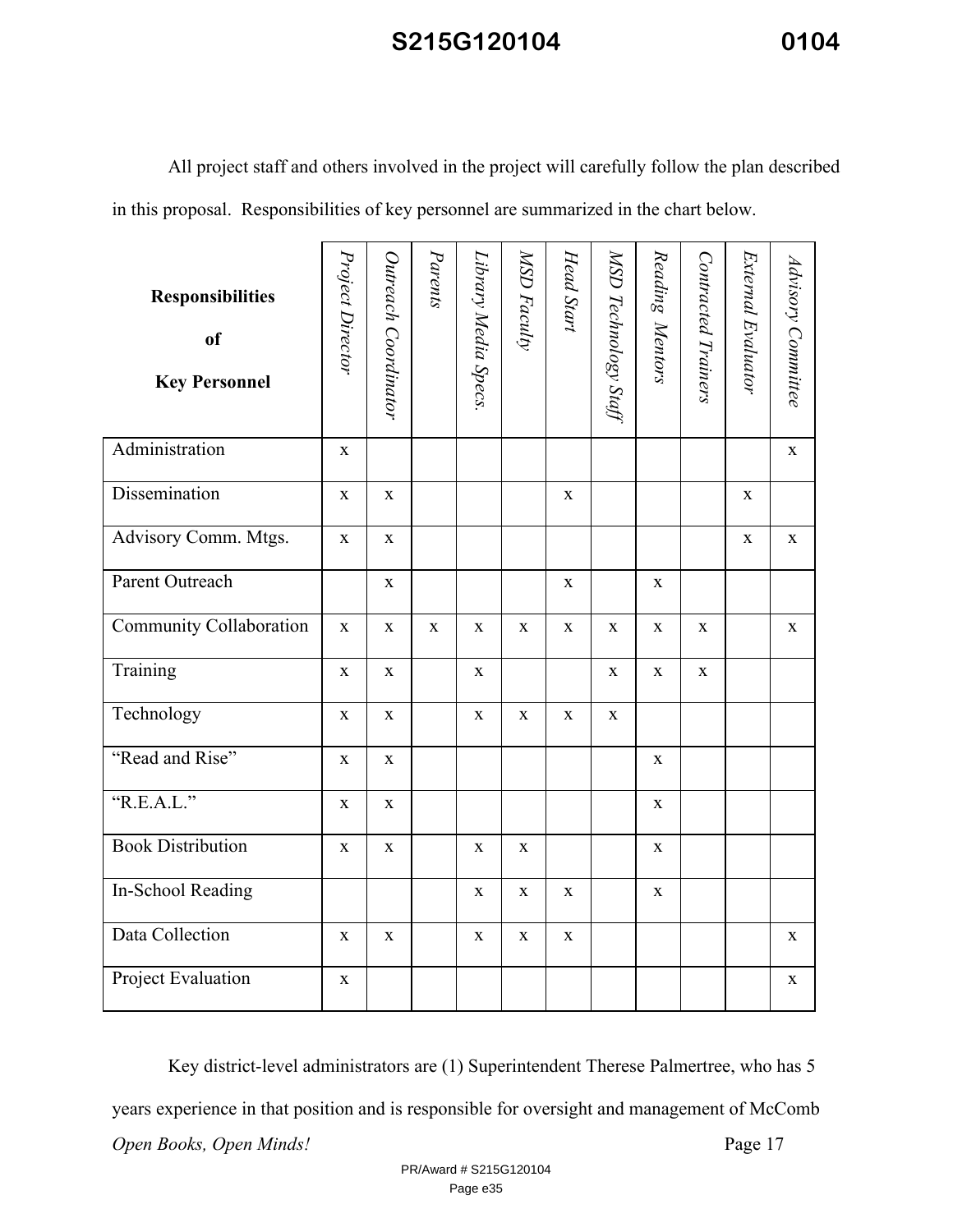All project staff and others involved in the project will carefully follow the plan described in this proposal. Responsibilities of key personnel are summarized in the chart below.

| **Responsibilities of Key Personnel** | *Project Director* | *Outreach Coordinator* | *Parents* | *Library Media Specs.* | *MSD Faculty* | *Head Start* | *MSD Technology Staff* | *Reading Mentors* | *Contracted Trainers* | *External Evaluator* | *Advisory Committee* |
|---|---|---|---|---|---|---|---|---|---|---|---|
| Administration | x | | | | | | | | | | x |
| Dissemination | x | x | | | | x | | | | x | |
| Advisory Comm. Mtgs. | x | x | | | | | | | | x | x |
| Parent Outreach | | x | | | | x | | x | | | |
| Community Collaboration | x | x | x | x | x | x | x | x | x | | x |
| Training | x | x | | x | | | x | x | x | | |
| Technology | x | x | | x | x | x | x | | | | |
| "Read and Rise" | x | x | | | | | | x | | | |
| "R.E.A.L." | x | x | | | | | | x | | | |
| Book Distribution | x | x | | x | x | | | x | | | |
| In-School Reading | | | | x | x | x | | x | | | |
| Data Collection | x | x | | x | x | x | | | | | x |
| Project Evaluation | x | | | | | | | | | | x |

Key district-level administrators are (1) Superintendent Therese Palmertree, who has 5 years experience in that position and is responsible for oversight and management of McComb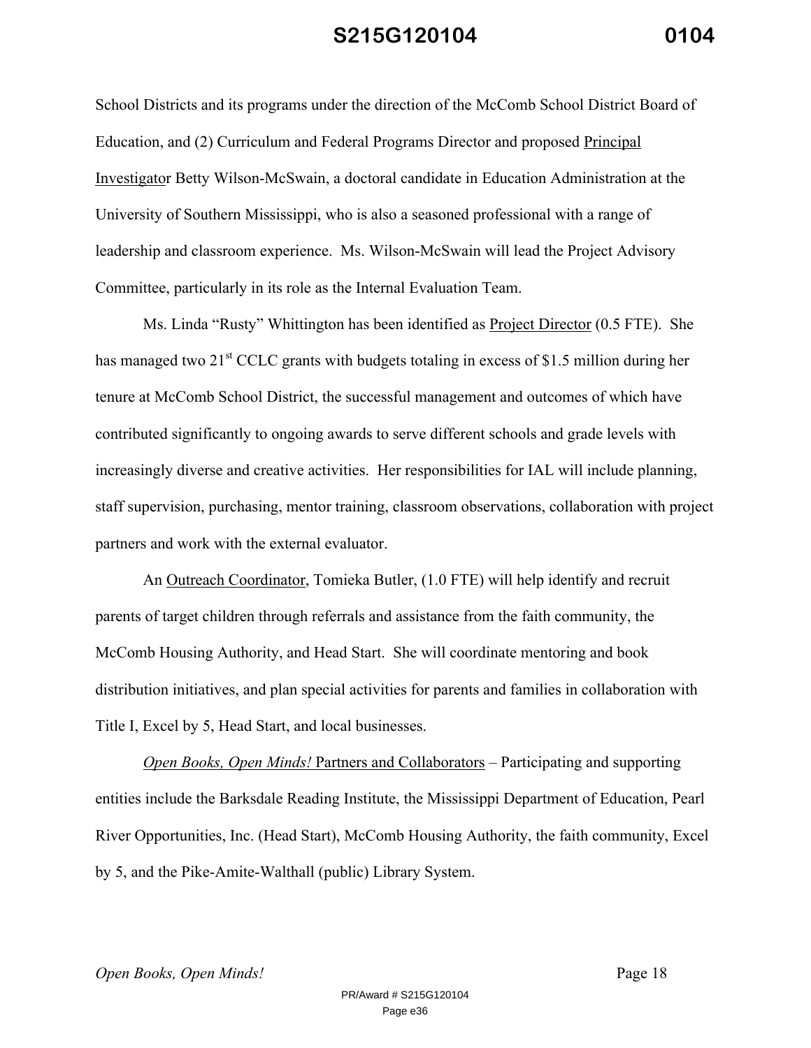School Districts and its programs under the direction of the McComb School District Board of Education, and (2) Curriculum and Federal Programs Director and proposed Principal Investigator Betty Wilson-McSwain, a doctoral candidate in Education Administration at the University of Southern Mississippi, who is also a seasoned professional with a range of leadership and classroom experience. Ms. Wilson-McSwain will lead the Project Advisory Committee, particularly in its role as the Internal Evaluation Team.

Ms. Linda "Rusty" Whittington has been identified as Project Director (0.5 FTE). She has managed two 21st CCLC grants with budgets totaling in excess of $1.5 million during her tenure at McComb School District, the successful management and outcomes of which have contributed significantly to ongoing awards to serve different schools and grade levels with increasingly diverse and creative activities. Her responsibilities for IAL will include planning, staff supervision, purchasing, mentor training, classroom observations, collaboration with project partners and work with the external evaluator.

An Outreach Coordinator, Tomieka Butler, (1.0 FTE) will help identify and recruit parents of target children through referrals and assistance from the faith community, the McComb Housing Authority, and Head Start. She will coordinate mentoring and book distribution initiatives, and plan special activities for parents and families in collaboration with Title I, Excel by 5, Head Start, and local businesses.

*Open Books, Open Minds!* Partners and Collaborators – Participating and supporting entities include the Barksdale Reading Institute, the Mississippi Department of Education, Pearl River Opportunities, Inc. (Head Start), McComb Housing Authority, the faith community, Excel by 5, and the Pike-Amite-Walthall (public) Library System.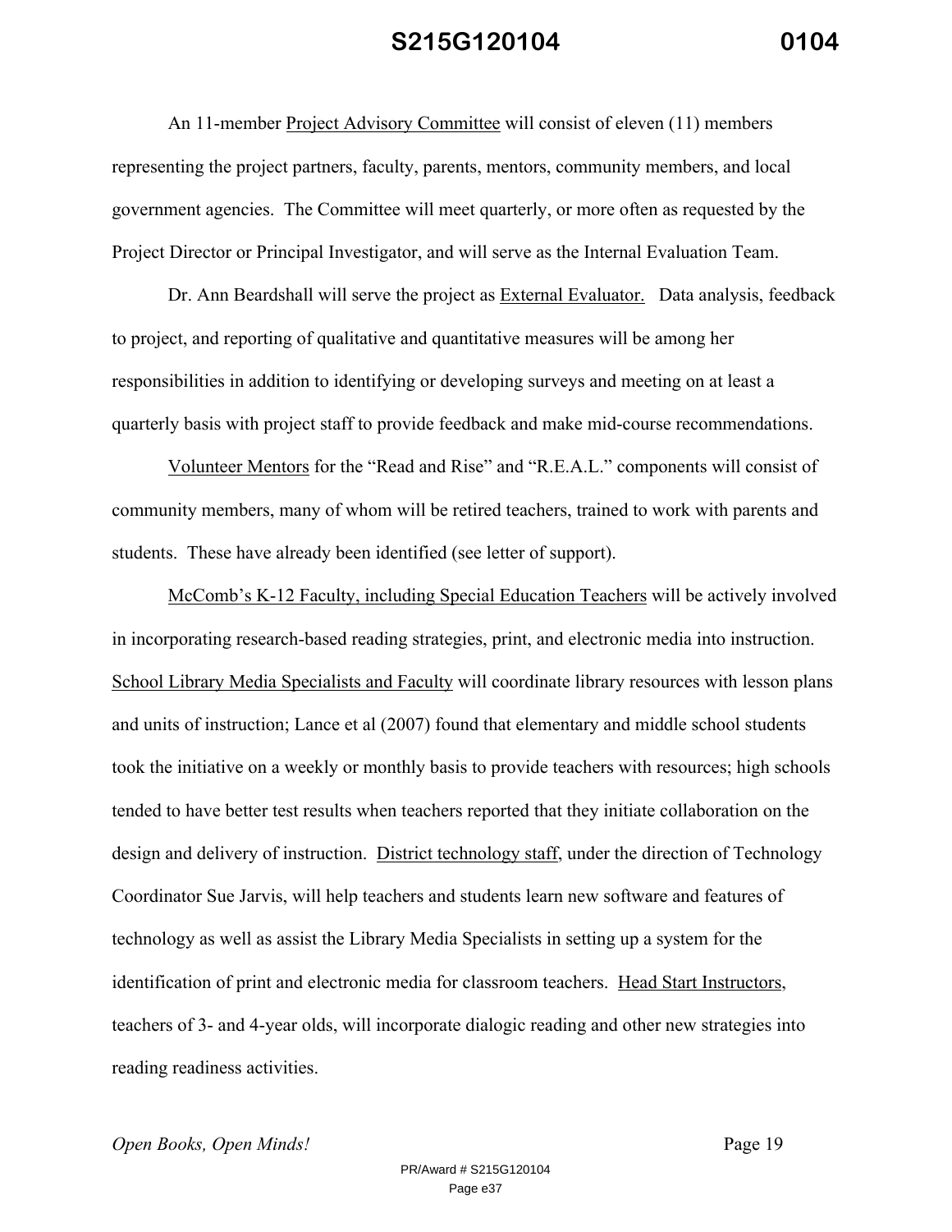An 11-member Project Advisory Committee will consist of eleven (11) members representing the project partners, faculty, parents, mentors, community members, and local government agencies. The Committee will meet quarterly, or more often as requested by the Project Director or Principal Investigator, and will serve as the Internal Evaluation Team.

Dr. Ann Beardshall will serve the project as External Evaluator. Data analysis, feedback to project, and reporting of qualitative and quantitative measures will be among her responsibilities in addition to identifying or developing surveys and meeting on at least a quarterly basis with project staff to provide feedback and make mid-course recommendations.

Volunteer Mentors for the "Read and Rise" and "R.E.A.L." components will consist of community members, many of whom will be retired teachers, trained to work with parents and students. These have already been identified (see letter of support).

McComb's K-12 Faculty, including Special Education Teachers will be actively involved in incorporating research-based reading strategies, print, and electronic media into instruction. School Library Media Specialists and Faculty will coordinate library resources with lesson plans and units of instruction; Lance et al (2007) found that elementary and middle school students took the initiative on a weekly or monthly basis to provide teachers with resources; high schools tended to have better test results when teachers reported that they initiate collaboration on the design and delivery of instruction. District technology staff, under the direction of Technology Coordinator Sue Jarvis, will help teachers and students learn new software and features of technology as well as assist the Library Media Specialists in setting up a system for the identification of print and electronic media for classroom teachers. Head Start Instructors, teachers of 3- and 4-year olds, will incorporate dialogic reading and other new strategies into reading readiness activities.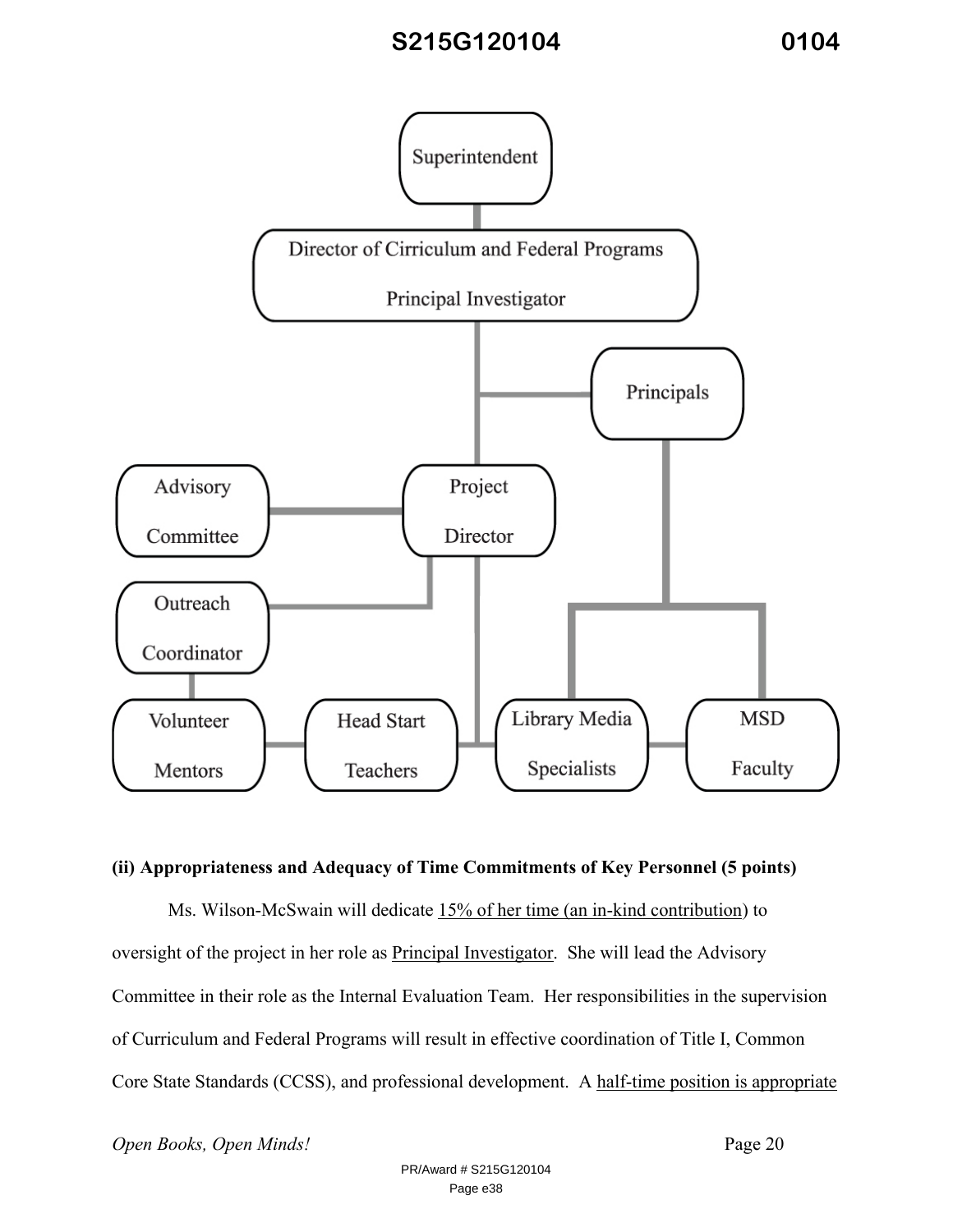- Superintendent
  - Director of Cirriculum and Federal Programs / Principal Investigator
    - Principals
      - Library Media Specialists
      - MSD Faculty
    - Project Director
      - Advisory Committee
      - Outreach Coordinator
        - Volunteer Mentors
      - Head Start Teachers
      - Library Media Specialists

**(ii) Appropriateness and Adequacy of Time Commitments of Key Personnel (5 points)**

Ms. Wilson-McSwain will dedicate 15% of her time (an in-kind contribution) to oversight of the project in her role as Principal Investigator. She will lead the Advisory Committee in their role as the Internal Evaluation Team. Her responsibilities in the supervision of Curriculum and Federal Programs will result in effective coordination of Title I, Common Core State Standards (CCSS), and professional development. A half-time position is appropriate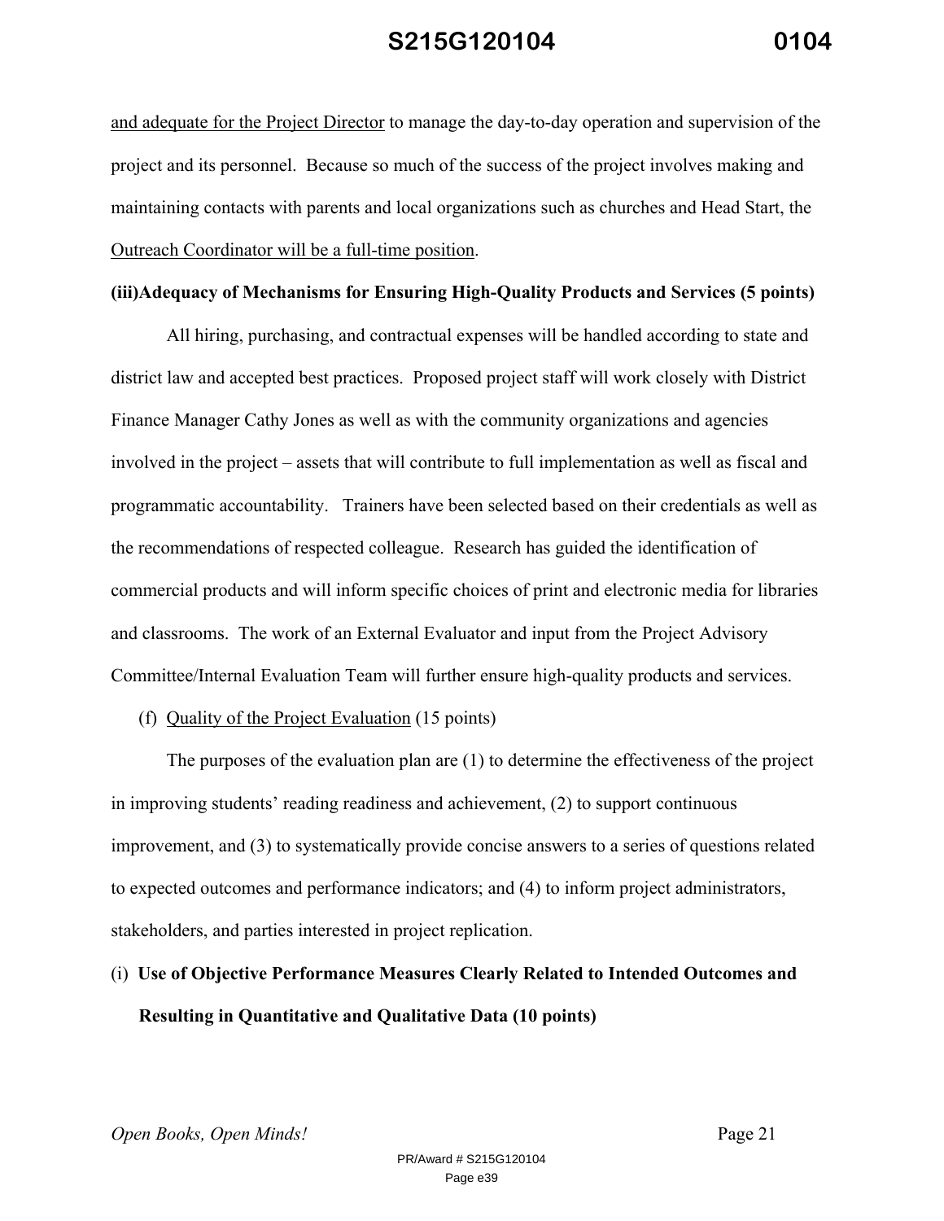and adequate for the Project Director to manage the day-to-day operation and supervision of the project and its personnel. Because so much of the success of the project involves making and maintaining contacts with parents and local organizations such as churches and Head Start, the Outreach Coordinator will be a full-time position.

**(iii)Adequacy of Mechanisms for Ensuring High-Quality Products and Services (5 points)**

All hiring, purchasing, and contractual expenses will be handled according to state and district law and accepted best practices. Proposed project staff will work closely with District Finance Manager Cathy Jones as well as with the community organizations and agencies involved in the project – assets that will contribute to full implementation as well as fiscal and programmatic accountability. Trainers have been selected based on their credentials as well as the recommendations of respected colleague. Research has guided the identification of commercial products and will inform specific choices of print and electronic media for libraries and classrooms. The work of an External Evaluator and input from the Project Advisory Committee/Internal Evaluation Team will further ensure high-quality products and services.

(f) Quality of the Project Evaluation (15 points)

The purposes of the evaluation plan are (1) to determine the effectiveness of the project in improving students' reading readiness and achievement, (2) to support continuous improvement, and (3) to systematically provide concise answers to a series of questions related to expected outcomes and performance indicators; and (4) to inform project administrators, stakeholders, and parties interested in project replication.

(i) **Use of Objective Performance Measures Clearly Related to Intended Outcomes and Resulting in Quantitative and Qualitative Data (10 points)**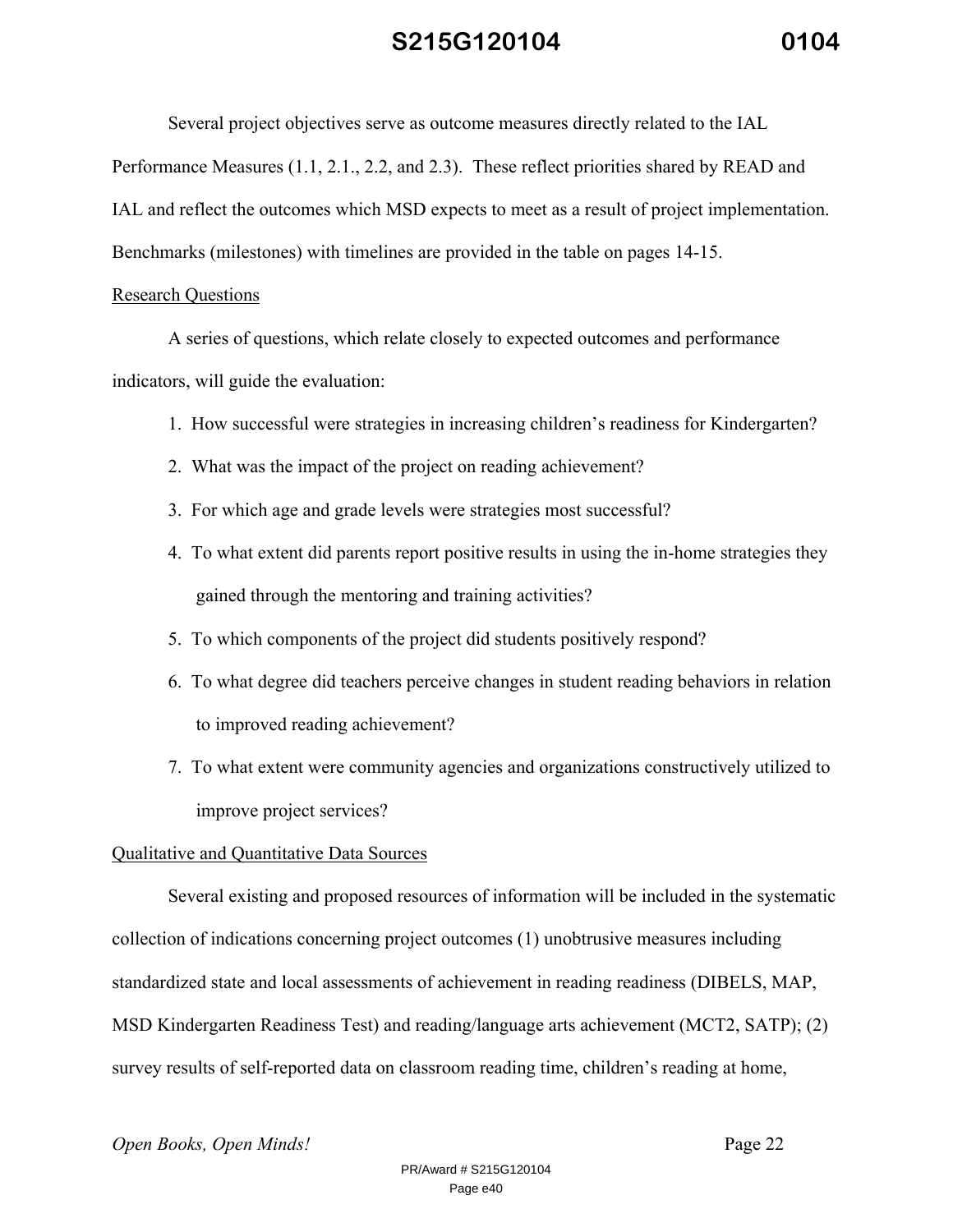Several project objectives serve as outcome measures directly related to the IAL Performance Measures (1.1, 2.1., 2.2, and 2.3). These reflect priorities shared by READ and IAL and reflect the outcomes which MSD expects to meet as a result of project implementation. Benchmarks (milestones) with timelines are provided in the table on pages 14-15.

## Research Questions

A series of questions, which relate closely to expected outcomes and performance indicators, will guide the evaluation:

1. How successful were strategies in increasing children's readiness for Kindergarten?
2. What was the impact of the project on reading achievement?
3. For which age and grade levels were strategies most successful?
4. To what extent did parents report positive results in using the in-home strategies they gained through the mentoring and training activities?
5. To which components of the project did students positively respond?
6. To what degree did teachers perceive changes in student reading behaviors in relation to improved reading achievement?
7. To what extent were community agencies and organizations constructively utilized to improve project services?

## Qualitative and Quantitative Data Sources

Several existing and proposed resources of information will be included in the systematic collection of indications concerning project outcomes (1) unobtrusive measures including standardized state and local assessments of achievement in reading readiness (DIBELS, MAP, MSD Kindergarten Readiness Test) and reading/language arts achievement (MCT2, SATP); (2) survey results of self-reported data on classroom reading time, children's reading at home,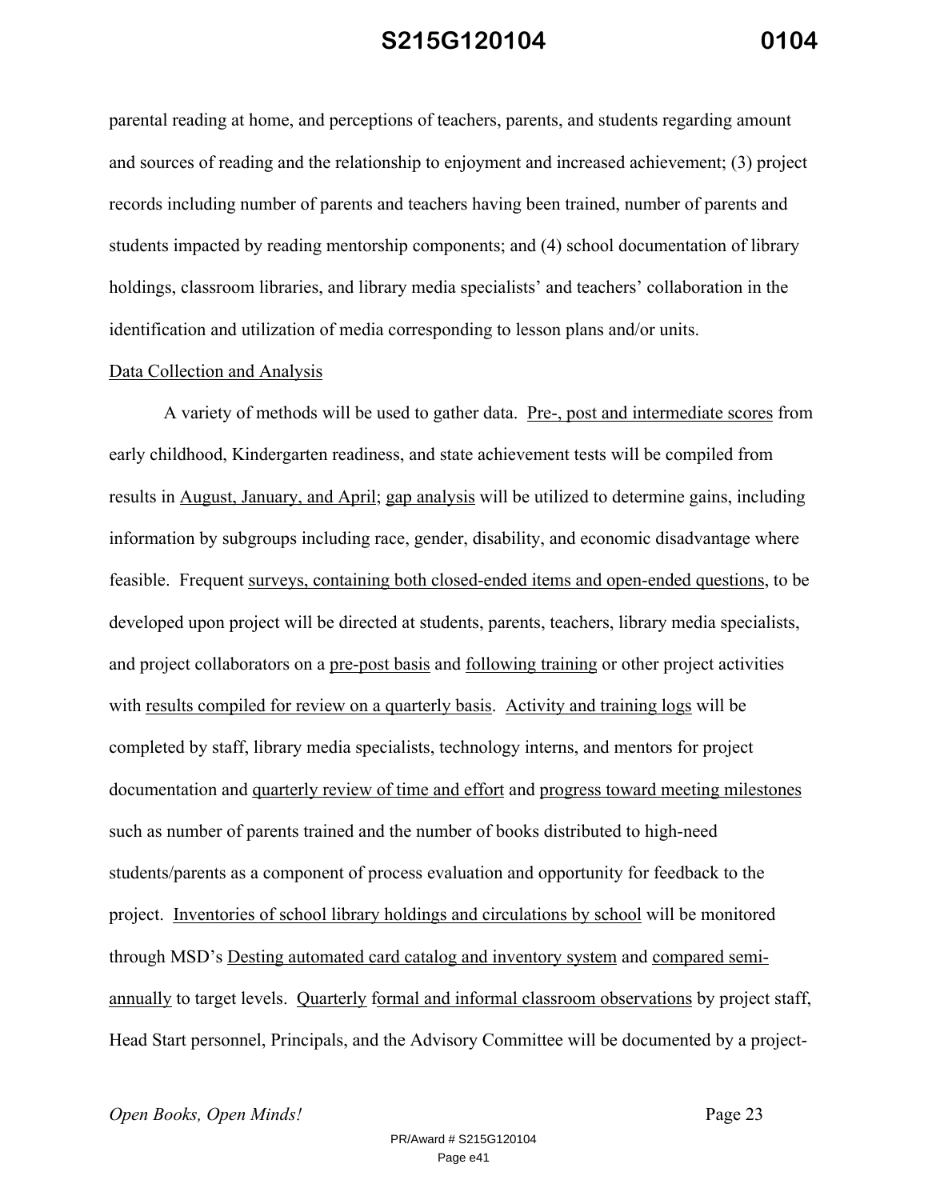parental reading at home, and perceptions of teachers, parents, and students regarding amount and sources of reading and the relationship to enjoyment and increased achievement; (3) project records including number of parents and teachers having been trained, number of parents and students impacted by reading mentorship components; and (4) school documentation of library holdings, classroom libraries, and library media specialists' and teachers' collaboration in the identification and utilization of media corresponding to lesson plans and/or units.

<u>Data Collection and Analysis</u>

A variety of methods will be used to gather data. <u>Pre-, post and intermediate scores</u> from early childhood, Kindergarten readiness, and state achievement tests will be compiled from results in <u>August, January, and April</u>; <u>gap analysis</u> will be utilized to determine gains, including information by subgroups including race, gender, disability, and economic disadvantage where feasible. Frequent <u>surveys, containing both closed-ended items and open-ended questions</u>, to be developed upon project will be directed at students, parents, teachers, library media specialists, and project collaborators on a <u>pre-post basis</u> and <u>following training</u> or other project activities with <u>results compiled for review on a quarterly basis</u>. <u>Activity and training logs</u> will be completed by staff, library media specialists, technology interns, and mentors for project documentation and <u>quarterly review of time and effort</u> and <u>progress toward meeting milestones</u> such as number of parents trained and the number of books distributed to high-need students/parents as a component of process evaluation and opportunity for feedback to the project. <u>Inventories of school library holdings and circulations by school</u> will be monitored through MSD's <u>Desting automated card catalog and inventory system</u> and <u>compared semi-annually</u> to target levels. <u>Quarterly</u> <u>formal and informal classroom observations</u> by project staff, Head Start personnel, Principals, and the Advisory Committee will be documented by a project-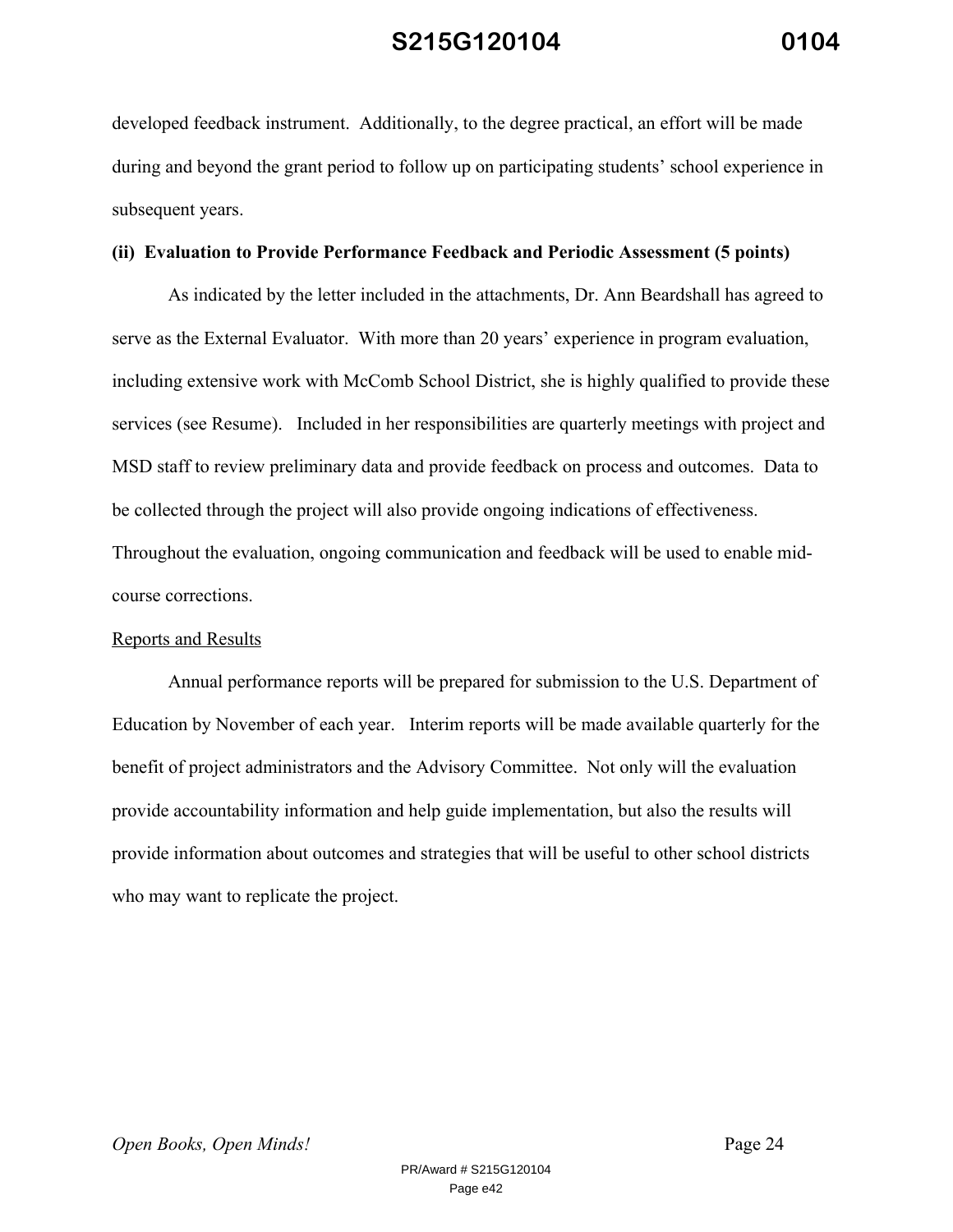developed feedback instrument. Additionally, to the degree practical, an effort will be made during and beyond the grant period to follow up on participating students' school experience in subsequent years.

**(ii) Evaluation to Provide Performance Feedback and Periodic Assessment (5 points)**

As indicated by the letter included in the attachments, Dr. Ann Beardshall has agreed to serve as the External Evaluator. With more than 20 years' experience in program evaluation, including extensive work with McComb School District, she is highly qualified to provide these services (see Resume). Included in her responsibilities are quarterly meetings with project and MSD staff to review preliminary data and provide feedback on process and outcomes. Data to be collected through the project will also provide ongoing indications of effectiveness. Throughout the evaluation, ongoing communication and feedback will be used to enable mid-course corrections.

<u>Reports and Results</u>

Annual performance reports will be prepared for submission to the U.S. Department of Education by November of each year. Interim reports will be made available quarterly for the benefit of project administrators and the Advisory Committee. Not only will the evaluation provide accountability information and help guide implementation, but also the results will provide information about outcomes and strategies that will be useful to other school districts who may want to replicate the project.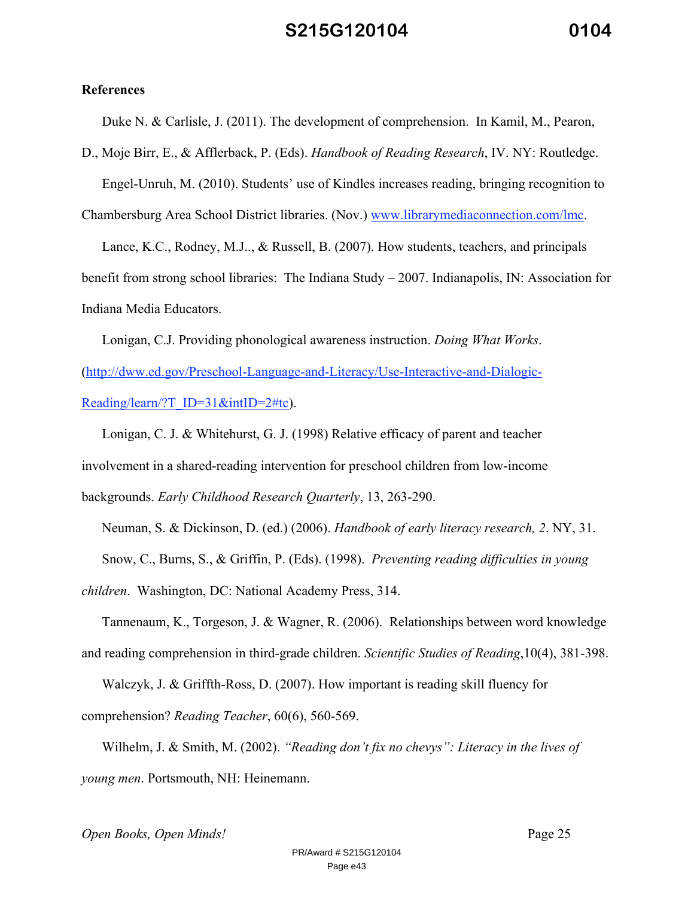**References**

Duke N. & Carlisle, J. (2011). The development of comprehension. In Kamil, M., Pearon, D., Moje Birr, E., & Afflerback, P. (Eds). *Handbook of Reading Research*, IV. NY: Routledge.

Engel-Unruh, M. (2010). Students' use of Kindles increases reading, bringing recognition to Chambersburg Area School District libraries. (Nov.) [www.librarymediaconnection.com/lmc](www.librarymediaconnection.com/lmc).

Lance, K.C., Rodney, M.J.., & Russell, B. (2007). How students, teachers, and principals benefit from strong school libraries: The Indiana Study – 2007. Indianapolis, IN: Association for Indiana Media Educators.

Lonigan, C.J. Providing phonological awareness instruction. *Doing What Works*. ([http://dww.ed.gov/Preschool-Language-and-Literacy/Use-Interactive-and-Dialogic-Reading/learn/?T_ID=31&intID=2#tc](http://dww.ed.gov/Preschool-Language-and-Literacy/Use-Interactive-and-Dialogic-Reading/learn/?T_ID=31&intID=2#tc)).

Lonigan, C. J. & Whitehurst, G. J. (1998) Relative efficacy of parent and teacher involvement in a shared-reading intervention for preschool children from low-income backgrounds. *Early Childhood Research Quarterly*, 13, 263-290.

Neuman, S. & Dickinson, D. (ed.) (2006). *Handbook of early literacy research, 2*. NY, 31.

Snow, C., Burns, S., & Griffin, P. (Eds). (1998). *Preventing reading difficulties in young children*. Washington, DC: National Academy Press, 314.

Tannenaum, K., Torgeson, J. & Wagner, R. (2006). Relationships between word knowledge and reading comprehension in third-grade children. *Scientific Studies of Reading*,10(4), 381-398.

Walczyk, J. & Griffth-Ross, D. (2007). How important is reading skill fluency for comprehension? *Reading Teacher*, 60(6), 560-569.

Wilhelm, J. & Smith, M. (2002). *"Reading don't fix no chevys": Literacy in the lives of young men*. Portsmouth, NH: Heinemann.